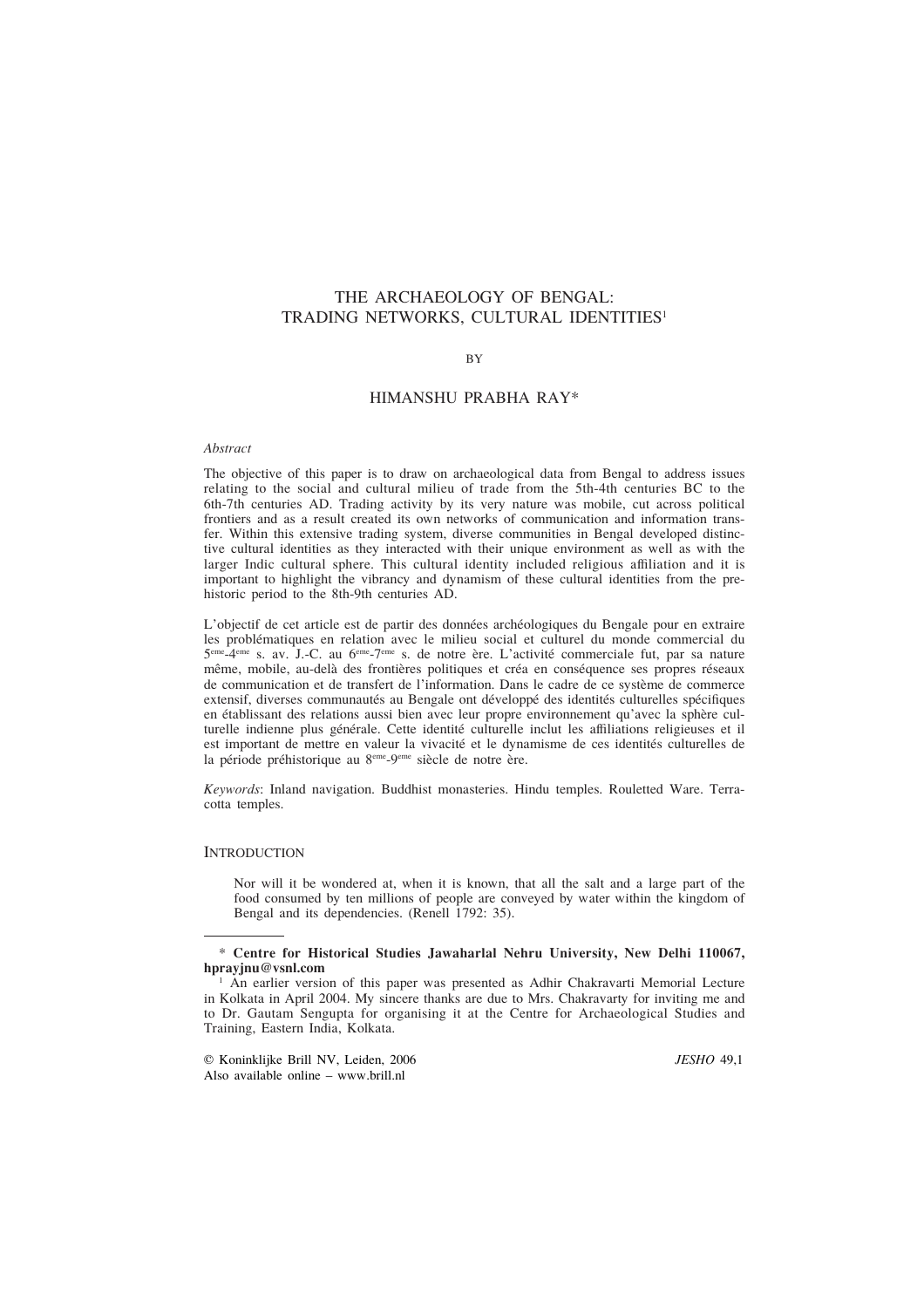# THE ARCHAEOLOGY OF BENGAL: TRADING NETWORKS, CULTURAL IDENTITIES[1]

BY

HIMANSHU PRABHA RAY*

*Abstract*

The objective of this paper is to draw on archaeological data from Bengal to address issues relating to the social and cultural milieu of trade from the 5th-4th centuries BC to the 6th-7th centuries AD. Trading activity by its very nature was mobile, cut across political frontiers and as a result created its own networks of communication and information transfer. Within this extensive trading system, diverse communities in Bengal developed distinctive cultural identities as they interacted with their unique environment as well as with the larger Indic cultural sphere. This cultural identity included religious affiliation and it is important to highlight the vibrancy and dynamism of these cultural identities from the prehistoric period to the 8th-9th centuries AD.

L'objectif de cet article est de partir des données archéologiques du Bengale pour en extraire les problématiques en relation avec le milieu social et culturel du monde commercial du 5ème-4ème s. av. J.-C. au 6ème-7ème s. de notre ère. L'activité commerciale fut, par sa nature même, mobile, au-delà des frontières politiques et créa en conséquence ses propres réseaux de communication et de transfert de l'information. Dans le cadre de ce système de commerce extensif, diverses communautés au Bengale ont développé des identités culturelles spécifiques en établissant des relations aussi bien avec leur propre environnement qu'avec la sphère culturelle indienne plus générale. Cette identité culturelle inclut les affiliations religieuses et il est important de mettre en valeur la vivacité et le dynamisme de ces identités culturelles de la période préhistorique au 8ème-9ème siècle de notre ère.

*Keywords*: Inland navigation. Buddhist monasteries. Hindu temples. Rouletted Ware. Terracotta temples.

## INTRODUCTION

> Nor will it be wondered at, when it is known, that all the salt and a large part of the food consumed by ten millions of people are conveyed by water within the kingdom of Bengal and its dependencies. (Renell 1792: 35).

---

\* **Centre for Historical Studies Jawaharlal Nehru University, New Delhi 110067, hprayjnu@vsnl.com**

[1] An earlier version of this paper was presented as Adhir Chakravarti Memorial Lecture in Kolkata in April 2004. My sincere thanks are due to Mrs. Chakravarty for inviting me and to Dr. Gautam Sengupta for organising it at the Centre for Archaeological Studies and Training, Eastern India, Kolkata.

© Koninklijke Brill NV, Leiden, 2006
Also available online – www.brill.nl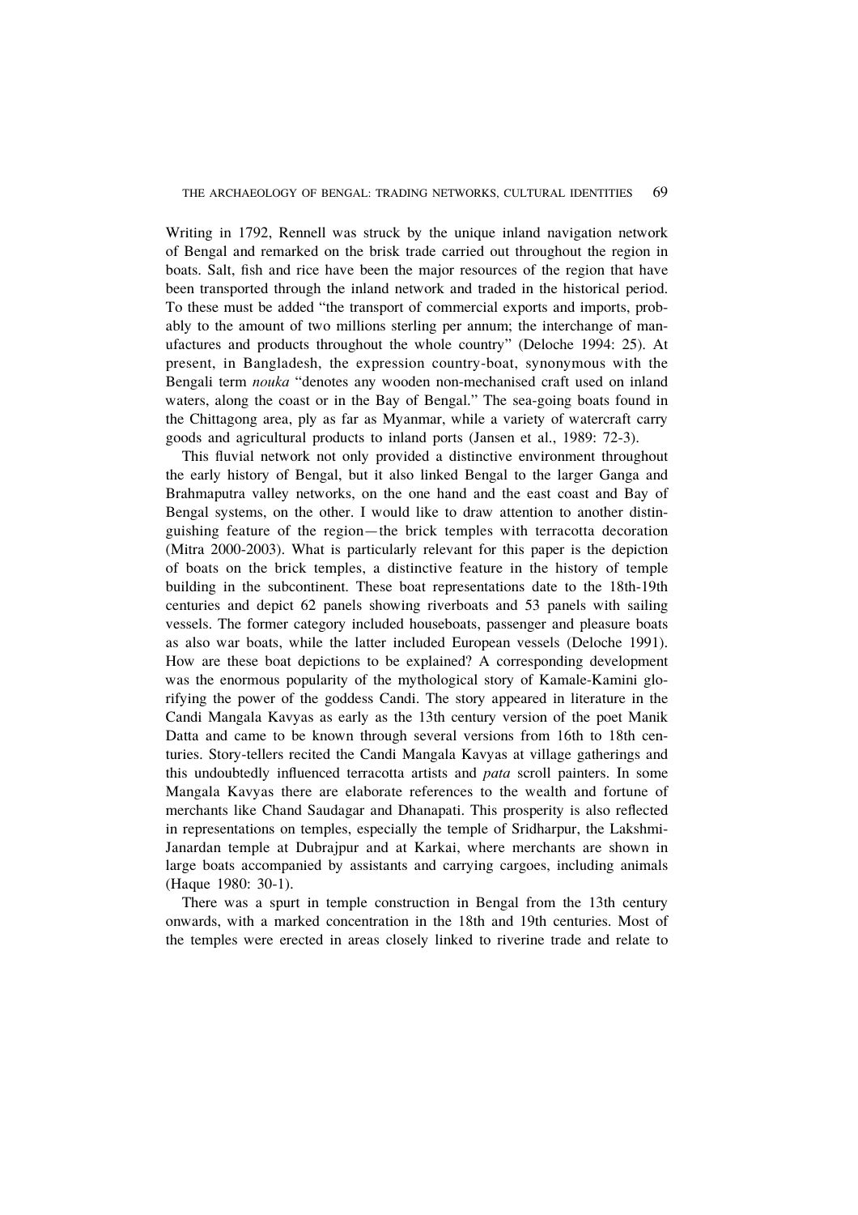Writing in 1792, Rennell was struck by the unique inland navigation network of Bengal and remarked on the brisk trade carried out throughout the region in boats. Salt, fish and rice have been the major resources of the region that have been transported through the inland network and traded in the historical period. To these must be added "the transport of commercial exports and imports, probably to the amount of two millions sterling per annum; the interchange of manufactures and products throughout the whole country" (Deloche 1994: 25). At present, in Bangladesh, the expression country-boat, synonymous with the Bengali term *nouka* "denotes any wooden non-mechanised craft used on inland waters, along the coast or in the Bay of Bengal." The sea-going boats found in the Chittagong area, ply as far as Myanmar, while a variety of watercraft carry goods and agricultural products to inland ports (Jansen et al., 1989: 72-3).

This fluvial network not only provided a distinctive environment throughout the early history of Bengal, but it also linked Bengal to the larger Ganga and Brahmaputra valley networks, on the one hand and the east coast and Bay of Bengal systems, on the other. I would like to draw attention to another distinguishing feature of the region—the brick temples with terracotta decoration (Mitra 2000-2003). What is particularly relevant for this paper is the depiction of boats on the brick temples, a distinctive feature in the history of temple building in the subcontinent. These boat representations date to the 18th-19th centuries and depict 62 panels showing riverboats and 53 panels with sailing vessels. The former category included houseboats, passenger and pleasure boats as also war boats, while the latter included European vessels (Deloche 1991). How are these boat depictions to be explained? A corresponding development was the enormous popularity of the mythological story of Kamale-Kamini glorifying the power of the goddess Candi. The story appeared in literature in the Candi Mangala Kavyas as early as the 13th century version of the poet Manik Datta and came to be known through several versions from 16th to 18th centuries. Story-tellers recited the Candi Mangala Kavyas at village gatherings and this undoubtedly influenced terracotta artists and *pata* scroll painters. In some Mangala Kavyas there are elaborate references to the wealth and fortune of merchants like Chand Saudagar and Dhanapati. This prosperity is also reflected in representations on temples, especially the temple of Sridharpur, the Lakshmi-Janardan temple at Dubrajpur and at Karkai, where merchants are shown in large boats accompanied by assistants and carrying cargoes, including animals (Haque 1980: 30-1).

There was a spurt in temple construction in Bengal from the 13th century onwards, with a marked concentration in the 18th and 19th centuries. Most of the temples were erected in areas closely linked to riverine trade and relate to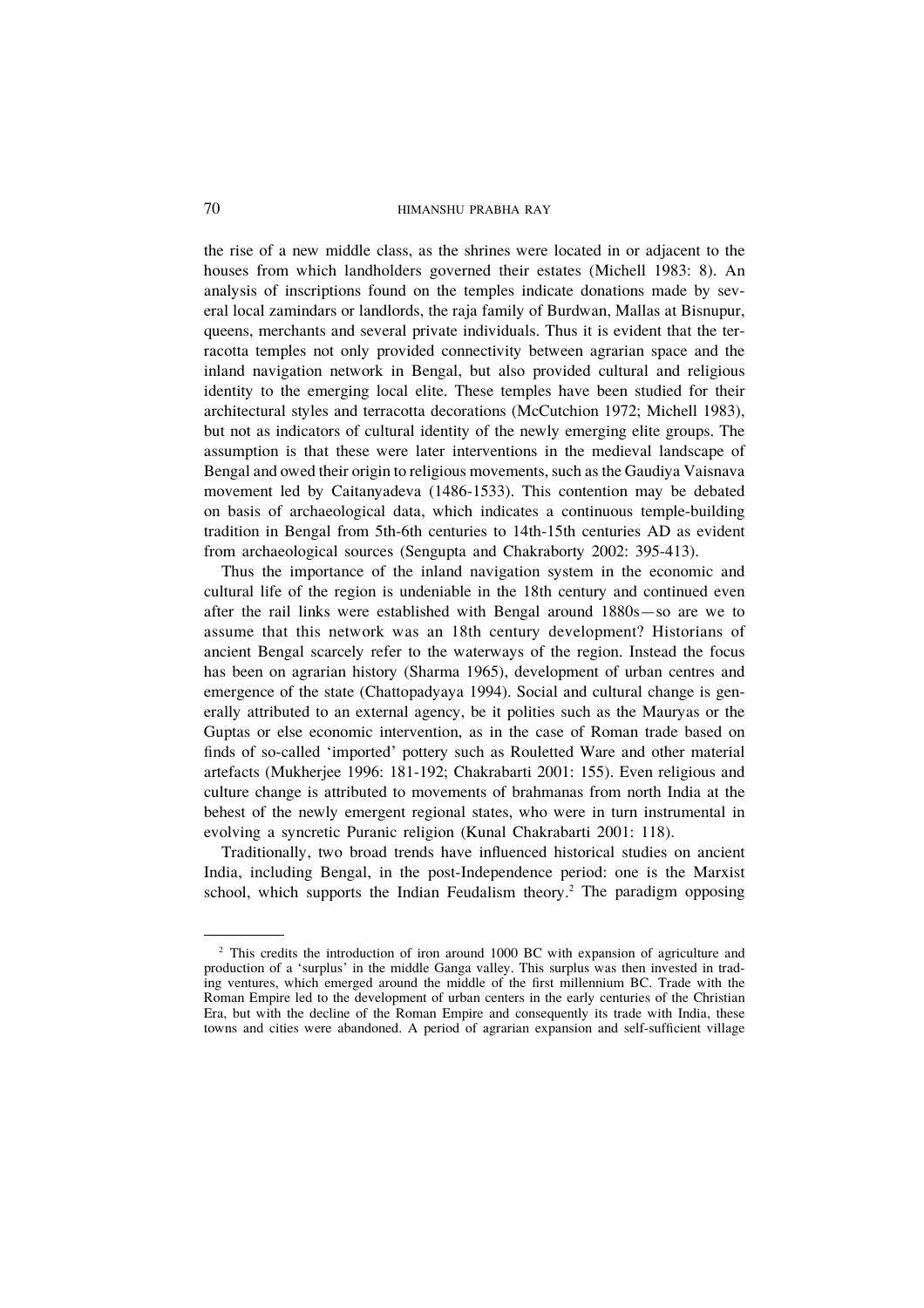the rise of a new middle class, as the shrines were located in or adjacent to the houses from which landholders governed their estates (Michell 1983: 8). An analysis of inscriptions found on the temples indicate donations made by several local zamindars or landlords, the raja family of Burdwan, Mallas at Bisnupur, queens, merchants and several private individuals. Thus it is evident that the terracotta temples not only provided connectivity between agrarian space and the inland navigation network in Bengal, but also provided cultural and religious identity to the emerging local elite. These temples have been studied for their architectural styles and terracotta decorations (McCutchion 1972; Michell 1983), but not as indicators of cultural identity of the newly emerging elite groups. The assumption is that these were later interventions in the medieval landscape of Bengal and owed their origin to religious movements, such as the Gaudiya Vaisnava movement led by Caitanyadeva (1486-1533). This contention may be debated on basis of archaeological data, which indicates a continuous temple-building tradition in Bengal from 5th-6th centuries to 14th-15th centuries AD as evident from archaeological sources (Sengupta and Chakraborty 2002: 395-413).

Thus the importance of the inland navigation system in the economic and cultural life of the region is undeniable in the 18th century and continued even after the rail links were established with Bengal around 1880s—so are we to assume that this network was an 18th century development? Historians of ancient Bengal scarcely refer to the waterways of the region. Instead the focus has been on agrarian history (Sharma 1965), development of urban centres and emergence of the state (Chattopadyaya 1994). Social and cultural change is generally attributed to an external agency, be it polities such as the Mauryas or the Guptas or else economic intervention, as in the case of Roman trade based on finds of so-called 'imported' pottery such as Rouletted Ware and other material artefacts (Mukherjee 1996: 181-192; Chakrabarti 2001: 155). Even religious and culture change is attributed to movements of brahmanas from north India at the behest of the newly emergent regional states, who were in turn instrumental in evolving a syncretic Puranic religion (Kunal Chakrabarti 2001: 118).

Traditionally, two broad trends have influenced historical studies on ancient India, including Bengal, in the post-Independence period: one is the Marxist school, which supports the Indian Feudalism theory.[2] The paradigm opposing

---

[2] This credits the introduction of iron around 1000 BC with expansion of agriculture and production of a 'surplus' in the middle Ganga valley. This surplus was then invested in trading ventures, which emerged around the middle of the first millennium BC. Trade with the Roman Empire led to the development of urban centers in the early centuries of the Christian Era, but with the decline of the Roman Empire and consequently its trade with India, these towns and cities were abandoned. A period of agrarian expansion and self-sufficient village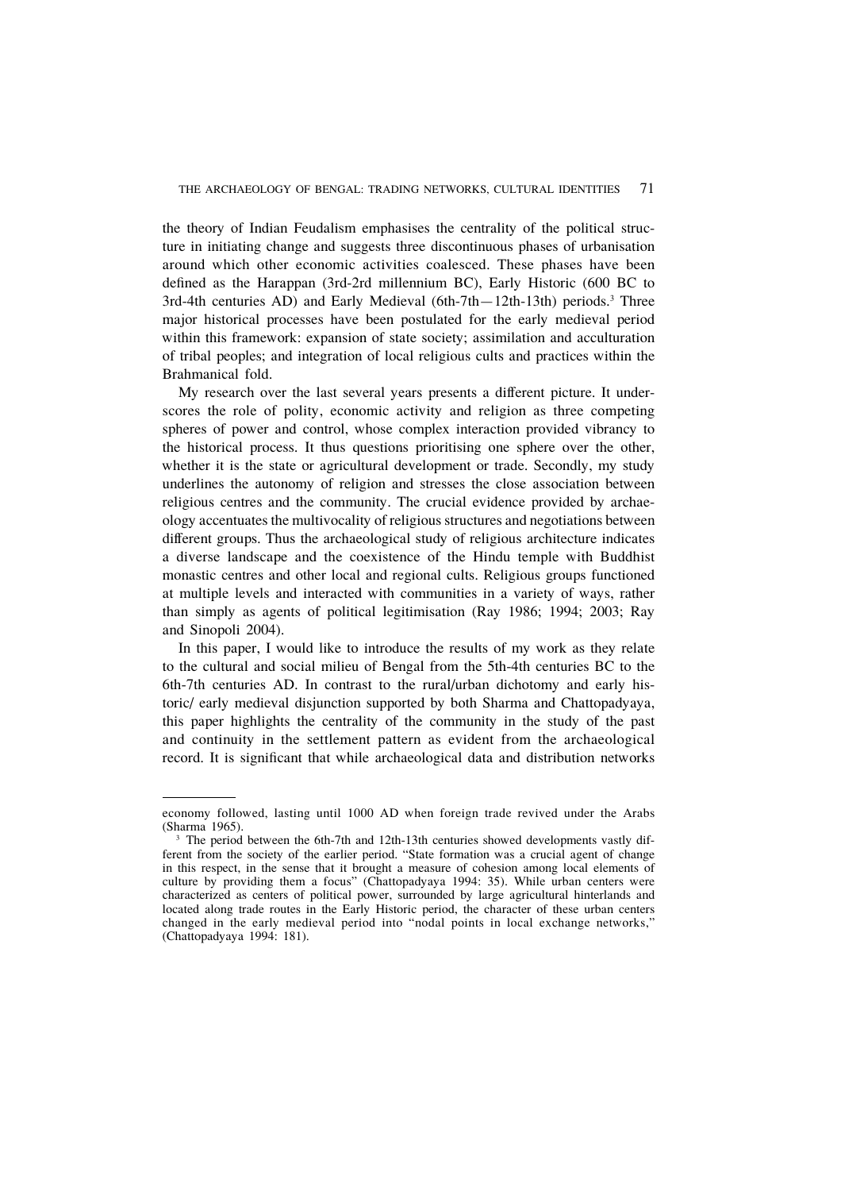the theory of Indian Feudalism emphasises the centrality of the political structure in initiating change and suggests three discontinuous phases of urbanisation around which other economic activities coalesced. These phases have been defined as the Harappan (3rd-2rd millennium BC), Early Historic (600 BC to 3rd-4th centuries AD) and Early Medieval (6th-7th—12th-13th) periods.[3] Three major historical processes have been postulated for the early medieval period within this framework: expansion of state society; assimilation and acculturation of tribal peoples; and integration of local religious cults and practices within the Brahmanical fold.

My research over the last several years presents a different picture. It underscores the role of polity, economic activity and religion as three competing spheres of power and control, whose complex interaction provided vibrancy to the historical process. It thus questions prioritising one sphere over the other, whether it is the state or agricultural development or trade. Secondly, my study underlines the autonomy of religion and stresses the close association between religious centres and the community. The crucial evidence provided by archaeology accentuates the multivocality of religious structures and negotiations between different groups. Thus the archaeological study of religious architecture indicates a diverse landscape and the coexistence of the Hindu temple with Buddhist monastic centres and other local and regional cults. Religious groups functioned at multiple levels and interacted with communities in a variety of ways, rather than simply as agents of political legitimisation (Ray 1986; 1994; 2003; Ray and Sinopoli 2004).

In this paper, I would like to introduce the results of my work as they relate to the cultural and social milieu of Bengal from the 5th-4th centuries BC to the 6th-7th centuries AD. In contrast to the rural/urban dichotomy and early historic/ early medieval disjunction supported by both Sharma and Chattopadyaya, this paper highlights the centrality of the community in the study of the past and continuity in the settlement pattern as evident from the archaeological record. It is significant that while archaeological data and distribution networks

---

economy followed, lasting until 1000 AD when foreign trade revived under the Arabs (Sharma 1965).

[3] The period between the 6th-7th and 12th-13th centuries showed developments vastly different from the society of the earlier period. "State formation was a crucial agent of change in this respect, in the sense that it brought a measure of cohesion among local elements of culture by providing them a focus" (Chattopadyaya 1994: 35). While urban centers were characterized as centers of political power, surrounded by large agricultural hinterlands and located along trade routes in the Early Historic period, the character of these urban centers changed in the early medieval period into "nodal points in local exchange networks," (Chattopadyaya 1994: 181).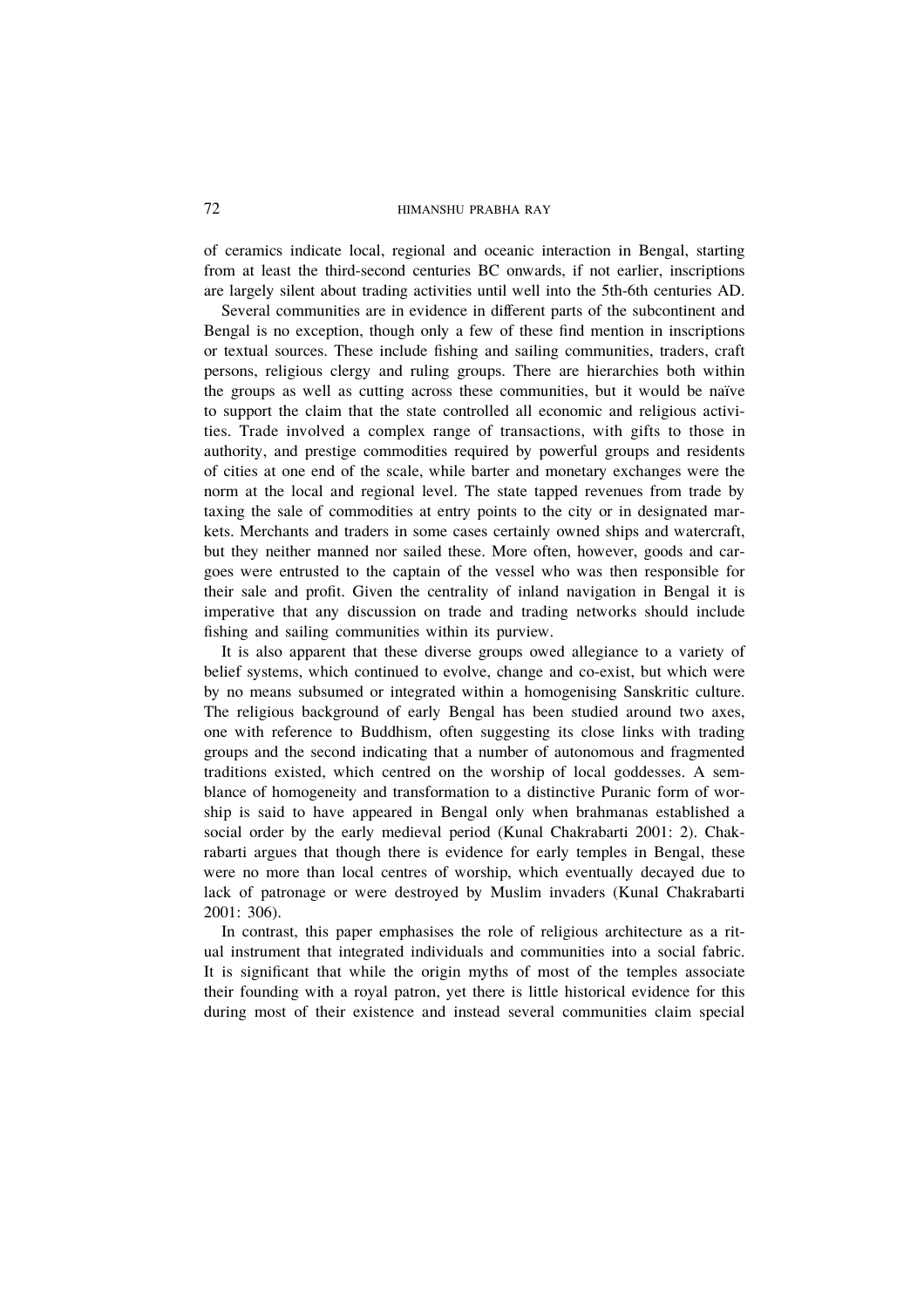of ceramics indicate local, regional and oceanic interaction in Bengal, starting from at least the third-second centuries BC onwards, if not earlier, inscriptions are largely silent about trading activities until well into the 5th-6th centuries AD.

Several communities are in evidence in different parts of the subcontinent and Bengal is no exception, though only a few of these find mention in inscriptions or textual sources. These include fishing and sailing communities, traders, craft persons, religious clergy and ruling groups. There are hierarchies both within the groups as well as cutting across these communities, but it would be naïve to support the claim that the state controlled all economic and religious activities. Trade involved a complex range of transactions, with gifts to those in authority, and prestige commodities required by powerful groups and residents of cities at one end of the scale, while barter and monetary exchanges were the norm at the local and regional level. The state tapped revenues from trade by taxing the sale of commodities at entry points to the city or in designated markets. Merchants and traders in some cases certainly owned ships and watercraft, but they neither manned nor sailed these. More often, however, goods and cargoes were entrusted to the captain of the vessel who was then responsible for their sale and profit. Given the centrality of inland navigation in Bengal it is imperative that any discussion on trade and trading networks should include fishing and sailing communities within its purview.

It is also apparent that these diverse groups owed allegiance to a variety of belief systems, which continued to evolve, change and co-exist, but which were by no means subsumed or integrated within a homogenising Sanskritic culture. The religious background of early Bengal has been studied around two axes, one with reference to Buddhism, often suggesting its close links with trading groups and the second indicating that a number of autonomous and fragmented traditions existed, which centred on the worship of local goddesses. A semblance of homogeneity and transformation to a distinctive Puranic form of worship is said to have appeared in Bengal only when brahmanas established a social order by the early medieval period (Kunal Chakrabarti 2001: 2). Chakrabarti argues that though there is evidence for early temples in Bengal, these were no more than local centres of worship, which eventually decayed due to lack of patronage or were destroyed by Muslim invaders (Kunal Chakrabarti 2001: 306).

In contrast, this paper emphasises the role of religious architecture as a ritual instrument that integrated individuals and communities into a social fabric. It is significant that while the origin myths of most of the temples associate their founding with a royal patron, yet there is little historical evidence for this during most of their existence and instead several communities claim special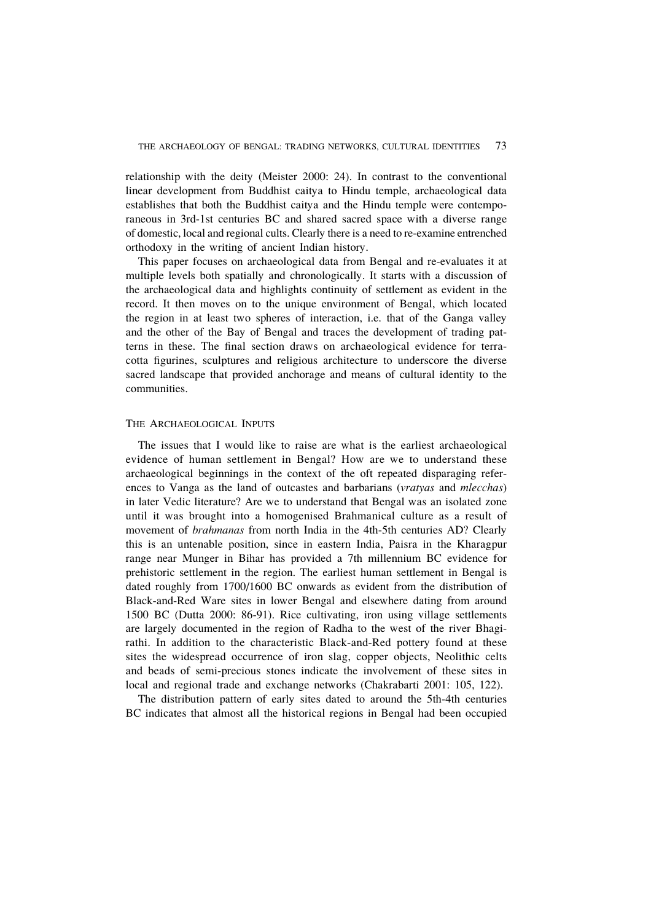relationship with the deity (Meister 2000: 24). In contrast to the conventional linear development from Buddhist caitya to Hindu temple, archaeological data establishes that both the Buddhist caitya and the Hindu temple were contemporaneous in 3rd-1st centuries BC and shared sacred space with a diverse range of domestic, local and regional cults. Clearly there is a need to re-examine entrenched orthodoxy in the writing of ancient Indian history.

This paper focuses on archaeological data from Bengal and re-evaluates it at multiple levels both spatially and chronologically. It starts with a discussion of the archaeological data and highlights continuity of settlement as evident in the record. It then moves on to the unique environment of Bengal, which located the region in at least two spheres of interaction, i.e. that of the Ganga valley and the other of the Bay of Bengal and traces the development of trading patterns in these. The final section draws on archaeological evidence for terracotta figurines, sculptures and religious architecture to underscore the diverse sacred landscape that provided anchorage and means of cultural identity to the communities.

## The Archaeological Inputs

The issues that I would like to raise are what is the earliest archaeological evidence of human settlement in Bengal? How are we to understand these archaeological beginnings in the context of the oft repeated disparaging references to Vanga as the land of outcastes and barbarians (*vratyas* and *mlecchas*) in later Vedic literature? Are we to understand that Bengal was an isolated zone until it was brought into a homogenised Brahmanical culture as a result of movement of *brahmanas* from north India in the 4th-5th centuries AD? Clearly this is an untenable position, since in eastern India, Paisra in the Kharagpur range near Munger in Bihar has provided a 7th millennium BC evidence for prehistoric settlement in the region. The earliest human settlement in Bengal is dated roughly from 1700/1600 BC onwards as evident from the distribution of Black-and-Red Ware sites in lower Bengal and elsewhere dating from around 1500 BC (Dutta 2000: 86-91). Rice cultivating, iron using village settlements are largely documented in the region of Radha to the west of the river Bhagirathi. In addition to the characteristic Black-and-Red pottery found at these sites the widespread occurrence of iron slag, copper objects, Neolithic celts and beads of semi-precious stones indicate the involvement of these sites in local and regional trade and exchange networks (Chakrabarti 2001: 105, 122).

The distribution pattern of early sites dated to around the 5th-4th centuries BC indicates that almost all the historical regions in Bengal had been occupied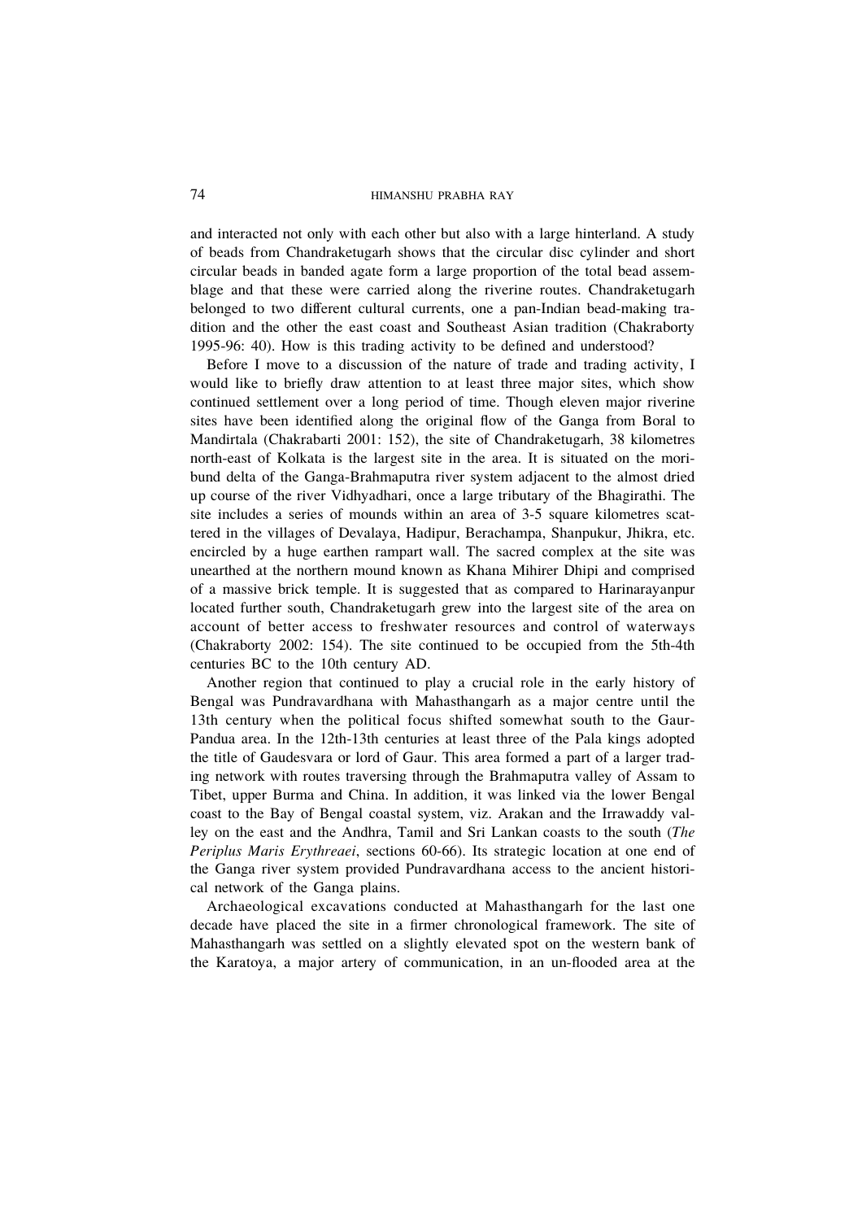and interacted not only with each other but also with a large hinterland. A study of beads from Chandraketugarh shows that the circular disc cylinder and short circular beads in banded agate form a large proportion of the total bead assemblage and that these were carried along the riverine routes. Chandraketugarh belonged to two different cultural currents, one a pan-Indian bead-making tradition and the other the east coast and Southeast Asian tradition (Chakraborty 1995-96: 40). How is this trading activity to be defined and understood?

Before I move to a discussion of the nature of trade and trading activity, I would like to briefly draw attention to at least three major sites, which show continued settlement over a long period of time. Though eleven major riverine sites have been identified along the original flow of the Ganga from Boral to Mandirtala (Chakrabarti 2001: 152), the site of Chandraketugarh, 38 kilometres north-east of Kolkata is the largest site in the area. It is situated on the moribund delta of the Ganga-Brahmaputra river system adjacent to the almost dried up course of the river Vidhyadhari, once a large tributary of the Bhagirathi. The site includes a series of mounds within an area of 3-5 square kilometres scattered in the villages of Devalaya, Hadipur, Berachampa, Shanpukur, Jhikra, etc. encircled by a huge earthen rampart wall. The sacred complex at the site was unearthed at the northern mound known as Khana Mihirer Dhipi and comprised of a massive brick temple. It is suggested that as compared to Harinarayanpur located further south, Chandraketugarh grew into the largest site of the area on account of better access to freshwater resources and control of waterways (Chakraborty 2002: 154). The site continued to be occupied from the 5th-4th centuries BC to the 10th century AD.

Another region that continued to play a crucial role in the early history of Bengal was Pundravardhana with Mahasthangarh as a major centre until the 13th century when the political focus shifted somewhat south to the Gaur-Pandua area. In the 12th-13th centuries at least three of the Pala kings adopted the title of Gaudesvara or lord of Gaur. This area formed a part of a larger trading network with routes traversing through the Brahmaputra valley of Assam to Tibet, upper Burma and China. In addition, it was linked via the lower Bengal coast to the Bay of Bengal coastal system, viz. Arakan and the Irrawaddy valley on the east and the Andhra, Tamil and Sri Lankan coasts to the south (*The Periplus Maris Erythreaei*, sections 60-66). Its strategic location at one end of the Ganga river system provided Pundravardhana access to the ancient historical network of the Ganga plains.

Archaeological excavations conducted at Mahasthangarh for the last one decade have placed the site in a firmer chronological framework. The site of Mahasthangarh was settled on a slightly elevated spot on the western bank of the Karatoya, a major artery of communication, in an un-flooded area at the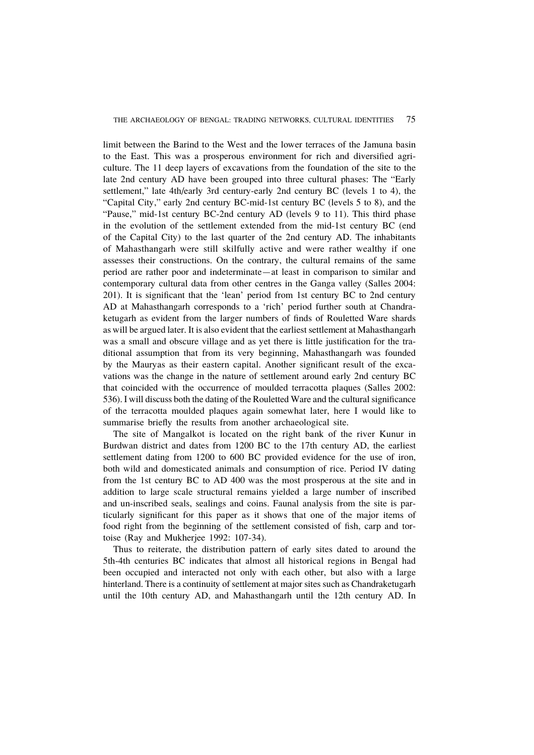limit between the Barind to the West and the lower terraces of the Jamuna basin to the East. This was a prosperous environment for rich and diversified agriculture. The 11 deep layers of excavations from the foundation of the site to the late 2nd century AD have been grouped into three cultural phases: The "Early settlement," late 4th/early 3rd century-early 2nd century BC (levels 1 to 4), the "Capital City," early 2nd century BC-mid-1st century BC (levels 5 to 8), and the "Pause," mid-1st century BC-2nd century AD (levels 9 to 11). This third phase in the evolution of the settlement extended from the mid-1st century BC (end of the Capital City) to the last quarter of the 2nd century AD. The inhabitants of Mahasthangarh were still skilfully active and were rather wealthy if one assesses their constructions. On the contrary, the cultural remains of the same period are rather poor and indeterminate—at least in comparison to similar and contemporary cultural data from other centres in the Ganga valley (Salles 2004: 201). It is significant that the 'lean' period from 1st century BC to 2nd century AD at Mahasthangarh corresponds to a 'rich' period further south at Chandraketugarh as evident from the larger numbers of finds of Rouletted Ware shards as will be argued later. It is also evident that the earliest settlement at Mahasthangarh was a small and obscure village and as yet there is little justification for the traditional assumption that from its very beginning, Mahasthangarh was founded by the Mauryas as their eastern capital. Another significant result of the excavations was the change in the nature of settlement around early 2nd century BC that coincided with the occurrence of moulded terracotta plaques (Salles 2002: 536). I will discuss both the dating of the Rouletted Ware and the cultural significance of the terracotta moulded plaques again somewhat later, here I would like to summarise briefly the results from another archaeological site.

The site of Mangalkot is located on the right bank of the river Kunur in Burdwan district and dates from 1200 BC to the 17th century AD, the earliest settlement dating from 1200 to 600 BC provided evidence for the use of iron, both wild and domesticated animals and consumption of rice. Period IV dating from the 1st century BC to AD 400 was the most prosperous at the site and in addition to large scale structural remains yielded a large number of inscribed and un-inscribed seals, sealings and coins. Faunal analysis from the site is particularly significant for this paper as it shows that one of the major items of food right from the beginning of the settlement consisted of fish, carp and tortoise (Ray and Mukherjee 1992: 107-34).

Thus to reiterate, the distribution pattern of early sites dated to around the 5th-4th centuries BC indicates that almost all historical regions in Bengal had been occupied and interacted not only with each other, but also with a large hinterland. There is a continuity of settlement at major sites such as Chandraketugarh until the 10th century AD, and Mahasthangarh until the 12th century AD. In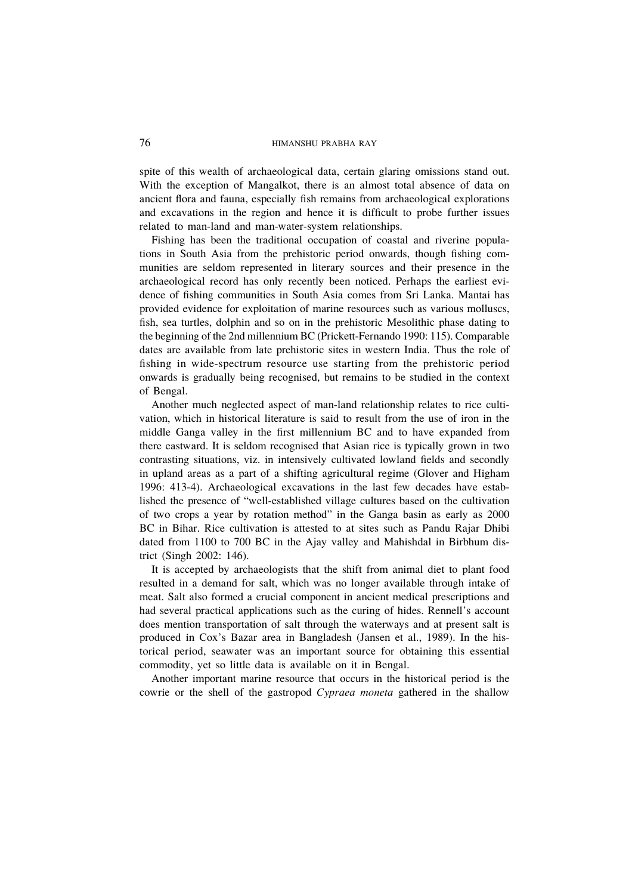spite of this wealth of archaeological data, certain glaring omissions stand out. With the exception of Mangalkot, there is an almost total absence of data on ancient flora and fauna, especially fish remains from archaeological explorations and excavations in the region and hence it is difficult to probe further issues related to man-land and man-water-system relationships.

Fishing has been the traditional occupation of coastal and riverine populations in South Asia from the prehistoric period onwards, though fishing communities are seldom represented in literary sources and their presence in the archaeological record has only recently been noticed. Perhaps the earliest evidence of fishing communities in South Asia comes from Sri Lanka. Mantai has provided evidence for exploitation of marine resources such as various molluscs, fish, sea turtles, dolphin and so on in the prehistoric Mesolithic phase dating to the beginning of the 2nd millennium BC (Prickett-Fernando 1990: 115). Comparable dates are available from late prehistoric sites in western India. Thus the role of fishing in wide-spectrum resource use starting from the prehistoric period onwards is gradually being recognised, but remains to be studied in the context of Bengal.

Another much neglected aspect of man-land relationship relates to rice cultivation, which in historical literature is said to result from the use of iron in the middle Ganga valley in the first millennium BC and to have expanded from there eastward. It is seldom recognised that Asian rice is typically grown in two contrasting situations, viz. in intensively cultivated lowland fields and secondly in upland areas as a part of a shifting agricultural regime (Glover and Higham 1996: 413-4). Archaeological excavations in the last few decades have established the presence of "well-established village cultures based on the cultivation of two crops a year by rotation method" in the Ganga basin as early as 2000 BC in Bihar. Rice cultivation is attested to at sites such as Pandu Rajar Dhibi dated from 1100 to 700 BC in the Ajay valley and Mahishdal in Birbhum district (Singh 2002: 146).

It is accepted by archaeologists that the shift from animal diet to plant food resulted in a demand for salt, which was no longer available through intake of meat. Salt also formed a crucial component in ancient medical prescriptions and had several practical applications such as the curing of hides. Rennell's account does mention transportation of salt through the waterways and at present salt is produced in Cox's Bazar area in Bangladesh (Jansen et al., 1989). In the historical period, seawater was an important source for obtaining this essential commodity, yet so little data is available on it in Bengal.

Another important marine resource that occurs in the historical period is the cowrie or the shell of the gastropod *Cypraea moneta* gathered in the shallow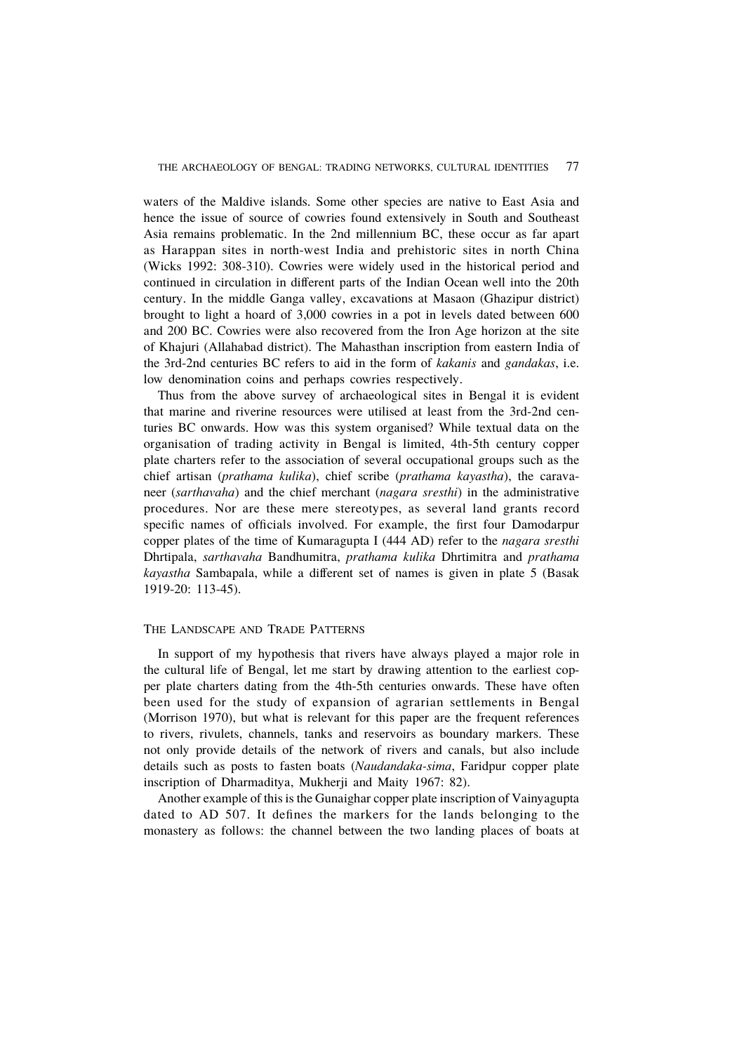waters of the Maldive islands. Some other species are native to East Asia and hence the issue of source of cowries found extensively in South and Southeast Asia remains problematic. In the 2nd millennium BC, these occur as far apart as Harappan sites in north-west India and prehistoric sites in north China (Wicks 1992: 308-310). Cowries were widely used in the historical period and continued in circulation in different parts of the Indian Ocean well into the 20th century. In the middle Ganga valley, excavations at Masaon (Ghazipur district) brought to light a hoard of 3,000 cowries in a pot in levels dated between 600 and 200 BC. Cowries were also recovered from the Iron Age horizon at the site of Khajuri (Allahabad district). The Mahasthan inscription from eastern India of the 3rd-2nd centuries BC refers to aid in the form of *kakanis* and *gandakas*, i.e. low denomination coins and perhaps cowries respectively.

Thus from the above survey of archaeological sites in Bengal it is evident that marine and riverine resources were utilised at least from the 3rd-2nd centuries BC onwards. How was this system organised? While textual data on the organisation of trading activity in Bengal is limited, 4th-5th century copper plate charters refer to the association of several occupational groups such as the chief artisan (*prathama kulika*), chief scribe (*prathama kayastha*), the caravaneer (*sarthavaha*) and the chief merchant (*nagara sresthi*) in the administrative procedures. Nor are these mere stereotypes, as several land grants record specific names of officials involved. For example, the first four Damodarpur copper plates of the time of Kumaragupta I (444 AD) refer to the *nagara sresthi* Dhrtipala, *sarthavaha* Bandhumitra, *prathama kulika* Dhrtimitra and *prathama kayastha* Sambapala, while a different set of names is given in plate 5 (Basak 1919-20: 113-45).

## The Landscape and Trade Patterns

In support of my hypothesis that rivers have always played a major role in the cultural life of Bengal, let me start by drawing attention to the earliest copper plate charters dating from the 4th-5th centuries onwards. These have often been used for the study of expansion of agrarian settlements in Bengal (Morrison 1970), but what is relevant for this paper are the frequent references to rivers, rivulets, channels, tanks and reservoirs as boundary markers. These not only provide details of the network of rivers and canals, but also include details such as posts to fasten boats (*Naudandaka-sima*, Faridpur copper plate inscription of Dharmaditya, Mukherji and Maity 1967: 82).

Another example of this is the Gunaighar copper plate inscription of Vainyagupta dated to AD 507. It defines the markers for the lands belonging to the monastery as follows: the channel between the two landing places of boats at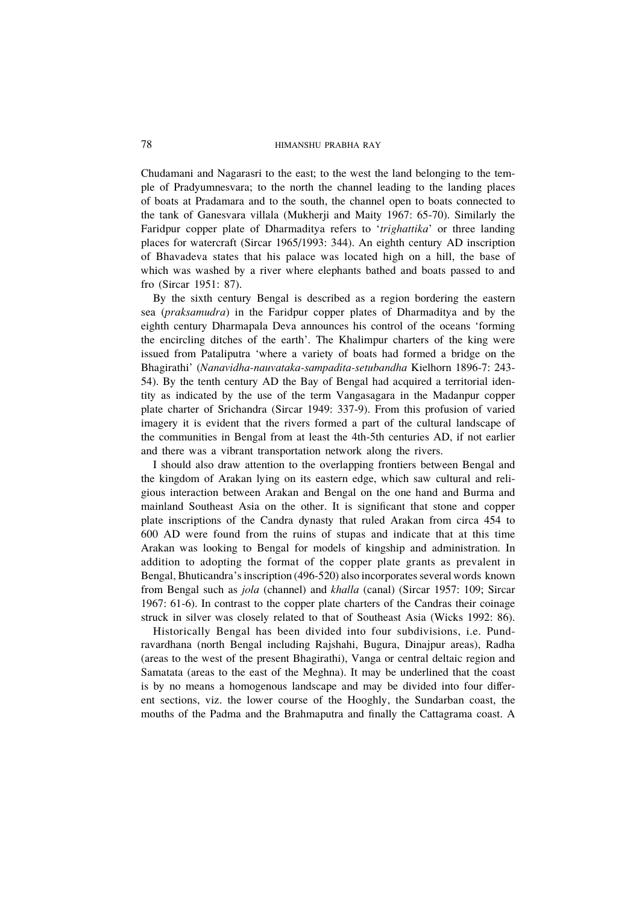Chudamani and Nagarasri to the east; to the west the land belonging to the temple of Pradyumnesvara; to the north the channel leading to the landing places of boats at Pradamara and to the south, the channel open to boats connected to the tank of Ganesvara villala (Mukherji and Maity 1967: 65-70). Similarly the Faridpur copper plate of Dharmaditya refers to '*trighattika*' or three landing places for watercraft (Sircar 1965/1993: 344). An eighth century AD inscription of Bhavadeva states that his palace was located high on a hill, the base of which was washed by a river where elephants bathed and boats passed to and fro (Sircar 1951: 87).

By the sixth century Bengal is described as a region bordering the eastern sea (*praksamudra*) in the Faridpur copper plates of Dharmaditya and by the eighth century Dharmapala Deva announces his control of the oceans 'forming the encircling ditches of the earth'. The Khalimpur charters of the king were issued from Pataliputra 'where a variety of boats had formed a bridge on the Bhagirathi' (*Nanavidha-nauvataka-sampadita-setubandha* Kielhorn 1896-7: 243-54). By the tenth century AD the Bay of Bengal had acquired a territorial identity as indicated by the use of the term Vangasagara in the Madanpur copper plate charter of Srichandra (Sircar 1949: 337-9). From this profusion of varied imagery it is evident that the rivers formed a part of the cultural landscape of the communities in Bengal from at least the 4th-5th centuries AD, if not earlier and there was a vibrant transportation network along the rivers.

I should also draw attention to the overlapping frontiers between Bengal and the kingdom of Arakan lying on its eastern edge, which saw cultural and religious interaction between Arakan and Bengal on the one hand and Burma and mainland Southeast Asia on the other. It is significant that stone and copper plate inscriptions of the Candra dynasty that ruled Arakan from circa 454 to 600 AD were found from the ruins of stupas and indicate that at this time Arakan was looking to Bengal for models of kingship and administration. In addition to adopting the format of the copper plate grants as prevalent in Bengal, Bhuticandra's inscription (496-520) also incorporates several words known from Bengal such as *jola* (channel) and *khalla* (canal) (Sircar 1957: 109; Sircar 1967: 61-6). In contrast to the copper plate charters of the Candras their coinage struck in silver was closely related to that of Southeast Asia (Wicks 1992: 86).

Historically Bengal has been divided into four subdivisions, i.e. Pundravardhana (north Bengal including Rajshahi, Bugura, Dinajpur areas), Radha (areas to the west of the present Bhagirathi), Vanga or central deltaic region and Samatata (areas to the east of the Meghna). It may be underlined that the coast is by no means a homogenous landscape and may be divided into four different sections, viz. the lower course of the Hooghly, the Sundarban coast, the mouths of the Padma and the Brahmaputra and finally the Cattagrama coast. A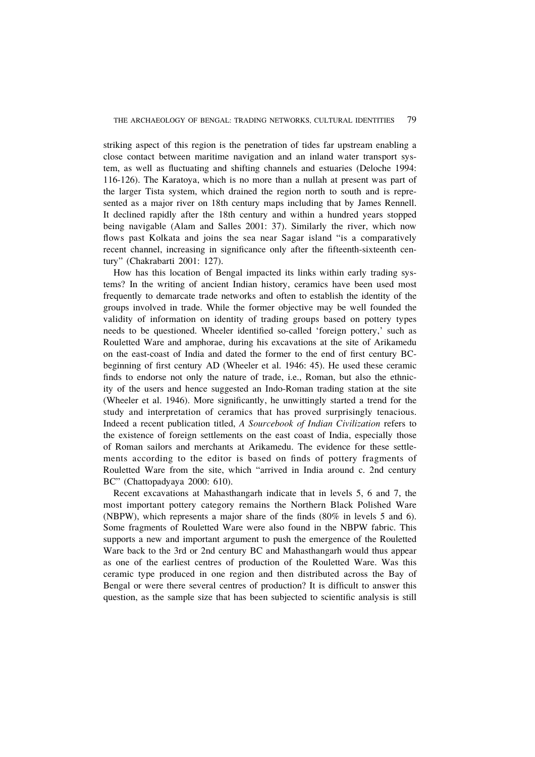striking aspect of this region is the penetration of tides far upstream enabling a close contact between maritime navigation and an inland water transport system, as well as fluctuating and shifting channels and estuaries (Deloche 1994: 116-126). The Karatoya, which is no more than a nullah at present was part of the larger Tista system, which drained the region north to south and is represented as a major river on 18th century maps including that by James Rennell. It declined rapidly after the 18th century and within a hundred years stopped being navigable (Alam and Salles 2001: 37). Similarly the river, which now flows past Kolkata and joins the sea near Sagar island "is a comparatively recent channel, increasing in significance only after the fifteenth-sixteenth century" (Chakrabarti 2001: 127).

How has this location of Bengal impacted its links within early trading systems? In the writing of ancient Indian history, ceramics have been used most frequently to demarcate trade networks and often to establish the identity of the groups involved in trade. While the former objective may be well founded the validity of information on identity of trading groups based on pottery types needs to be questioned. Wheeler identified so-called 'foreign pottery,' such as Rouletted Ware and amphorae, during his excavations at the site of Arikamedu on the east-coast of India and dated the former to the end of first century BC-beginning of first century AD (Wheeler et al. 1946: 45). He used these ceramic finds to endorse not only the nature of trade, i.e., Roman, but also the ethnicity of the users and hence suggested an Indo-Roman trading station at the site (Wheeler et al. 1946). More significantly, he unwittingly started a trend for the study and interpretation of ceramics that has proved surprisingly tenacious. Indeed a recent publication titled, *A Sourcebook of Indian Civilization* refers to the existence of foreign settlements on the east coast of India, especially those of Roman sailors and merchants at Arikamedu. The evidence for these settlements according to the editor is based on finds of pottery fragments of Rouletted Ware from the site, which "arrived in India around c. 2nd century BC" (Chattopadyaya 2000: 610).

Recent excavations at Mahasthangarh indicate that in levels 5, 6 and 7, the most important pottery category remains the Northern Black Polished Ware (NBPW), which represents a major share of the finds (80% in levels 5 and 6). Some fragments of Rouletted Ware were also found in the NBPW fabric. This supports a new and important argument to push the emergence of the Rouletted Ware back to the 3rd or 2nd century BC and Mahasthangarh would thus appear as one of the earliest centres of production of the Rouletted Ware. Was this ceramic type produced in one region and then distributed across the Bay of Bengal or were there several centres of production? It is difficult to answer this question, as the sample size that has been subjected to scientific analysis is still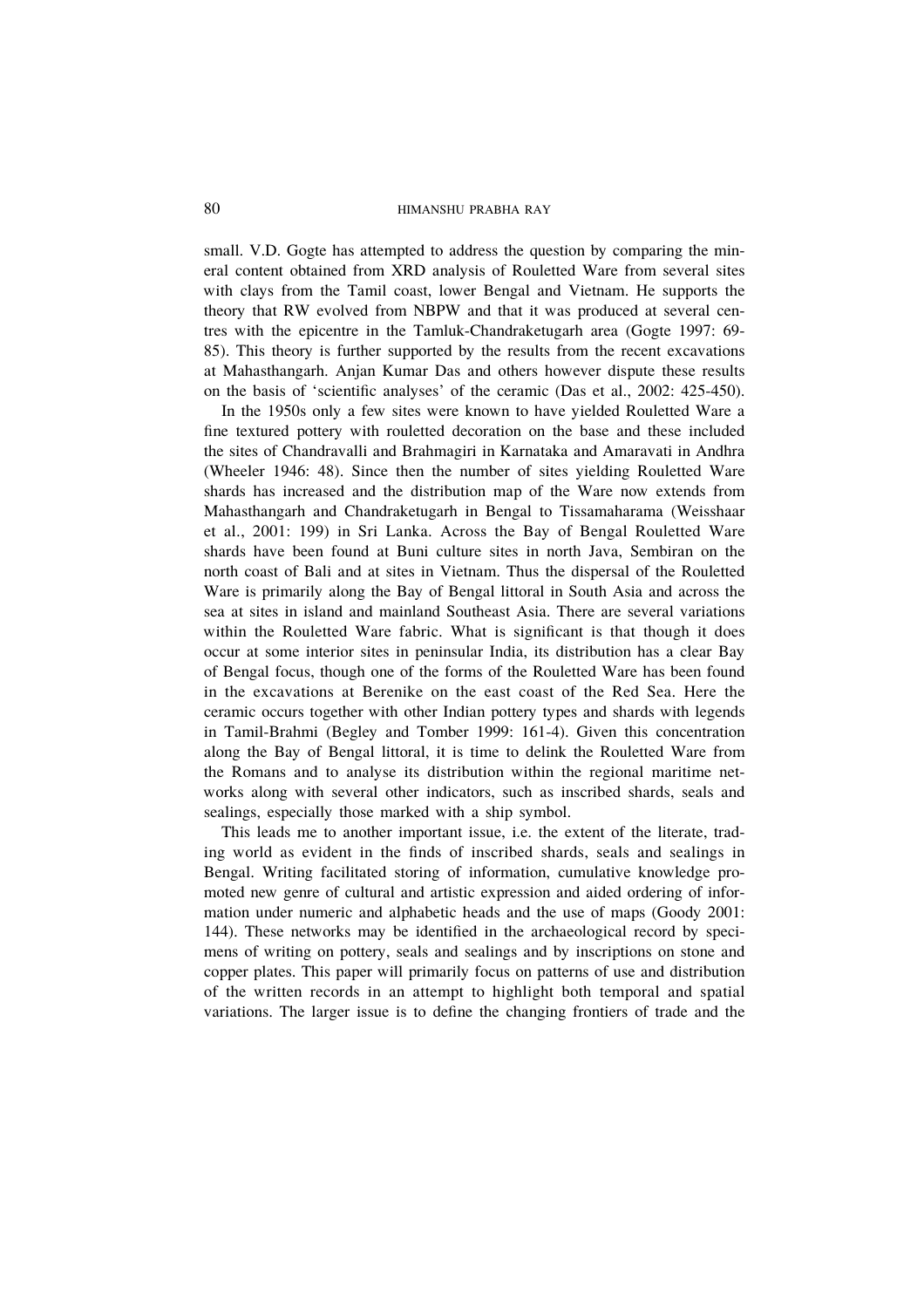small. V.D. Gogte has attempted to address the question by comparing the mineral content obtained from XRD analysis of Rouletted Ware from several sites with clays from the Tamil coast, lower Bengal and Vietnam. He supports the theory that RW evolved from NBPW and that it was produced at several centres with the epicentre in the Tamluk-Chandraketugarh area (Gogte 1997: 69-85). This theory is further supported by the results from the recent excavations at Mahasthangarh. Anjan Kumar Das and others however dispute these results on the basis of 'scientific analyses' of the ceramic (Das et al., 2002: 425-450).

In the 1950s only a few sites were known to have yielded Rouletted Ware a fine textured pottery with rouletted decoration on the base and these included the sites of Chandravalli and Brahmagiri in Karnataka and Amaravati in Andhra (Wheeler 1946: 48). Since then the number of sites yielding Rouletted Ware shards has increased and the distribution map of the Ware now extends from Mahasthangarh and Chandraketugarh in Bengal to Tissamaharama (Weisshaar et al., 2001: 199) in Sri Lanka. Across the Bay of Bengal Rouletted Ware shards have been found at Buni culture sites in north Java, Sembiran on the north coast of Bali and at sites in Vietnam. Thus the dispersal of the Rouletted Ware is primarily along the Bay of Bengal littoral in South Asia and across the sea at sites in island and mainland Southeast Asia. There are several variations within the Rouletted Ware fabric. What is significant is that though it does occur at some interior sites in peninsular India, its distribution has a clear Bay of Bengal focus, though one of the forms of the Rouletted Ware has been found in the excavations at Berenike on the east coast of the Red Sea. Here the ceramic occurs together with other Indian pottery types and shards with legends in Tamil-Brahmi (Begley and Tomber 1999: 161-4). Given this concentration along the Bay of Bengal littoral, it is time to delink the Rouletted Ware from the Romans and to analyse its distribution within the regional maritime networks along with several other indicators, such as inscribed shards, seals and sealings, especially those marked with a ship symbol.

This leads me to another important issue, i.e. the extent of the literate, trading world as evident in the finds of inscribed shards, seals and sealings in Bengal. Writing facilitated storing of information, cumulative knowledge promoted new genre of cultural and artistic expression and aided ordering of information under numeric and alphabetic heads and the use of maps (Goody 2001: 144). These networks may be identified in the archaeological record by specimens of writing on pottery, seals and sealings and by inscriptions on stone and copper plates. This paper will primarily focus on patterns of use and distribution of the written records in an attempt to highlight both temporal and spatial variations. The larger issue is to define the changing frontiers of trade and the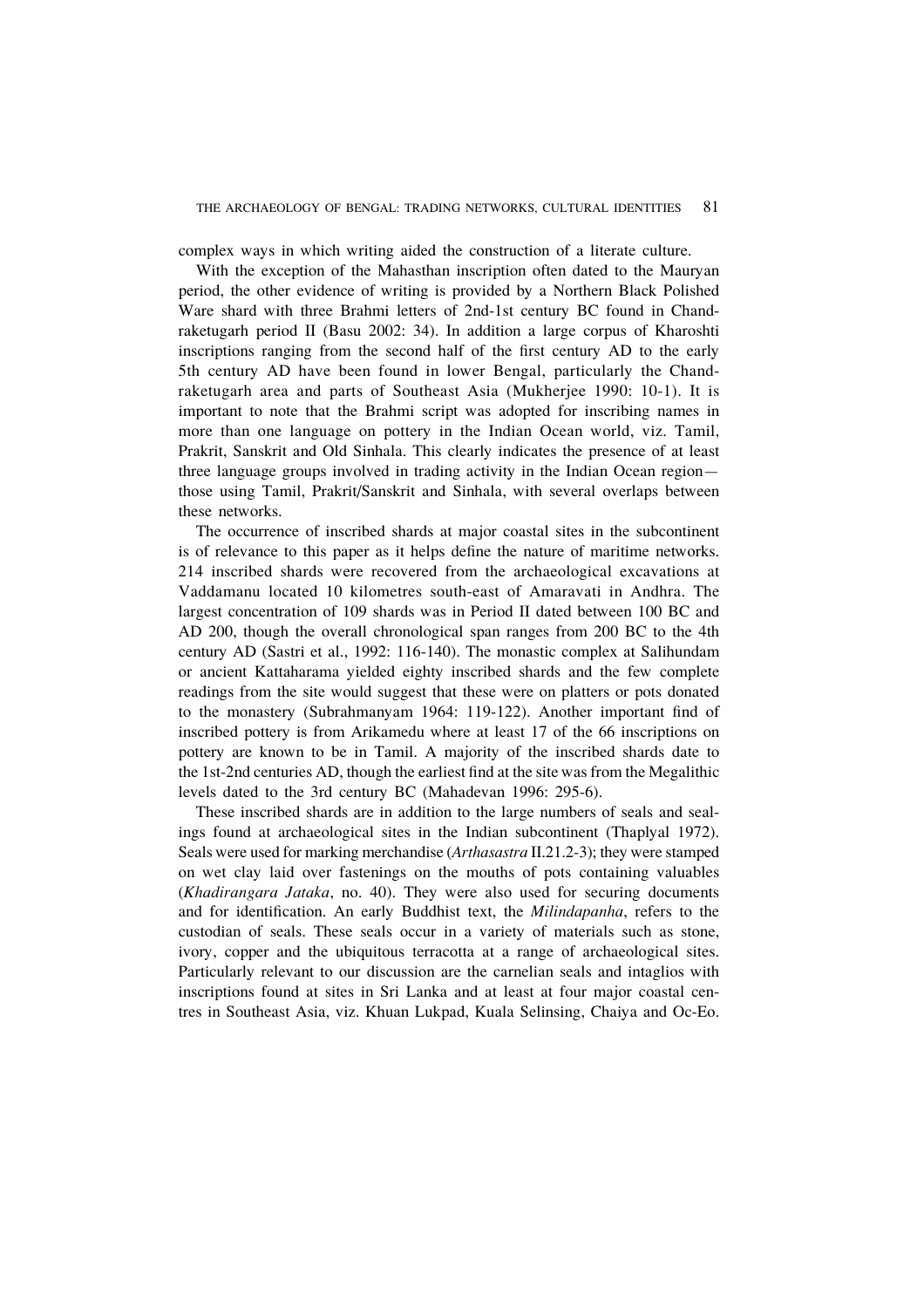complex ways in which writing aided the construction of a literate culture.

With the exception of the Mahasthan inscription often dated to the Mauryan period, the other evidence of writing is provided by a Northern Black Polished Ware shard with three Brahmi letters of 2nd-1st century BC found in Chandraketugarh period II (Basu 2002: 34). In addition a large corpus of Kharoshti inscriptions ranging from the second half of the first century AD to the early 5th century AD have been found in lower Bengal, particularly the Chandraketugarh area and parts of Southeast Asia (Mukherjee 1990: 10-1). It is important to note that the Brahmi script was adopted for inscribing names in more than one language on pottery in the Indian Ocean world, viz. Tamil, Prakrit, Sanskrit and Old Sinhala. This clearly indicates the presence of at least three language groups involved in trading activity in the Indian Ocean region—those using Tamil, Prakrit/Sanskrit and Sinhala, with several overlaps between these networks.

The occurrence of inscribed shards at major coastal sites in the subcontinent is of relevance to this paper as it helps define the nature of maritime networks. 214 inscribed shards were recovered from the archaeological excavations at Vaddamanu located 10 kilometres south-east of Amaravati in Andhra. The largest concentration of 109 shards was in Period II dated between 100 BC and AD 200, though the overall chronological span ranges from 200 BC to the 4th century AD (Sastri et al., 1992: 116-140). The monastic complex at Salihundam or ancient Kattaharama yielded eighty inscribed shards and the few complete readings from the site would suggest that these were on platters or pots donated to the monastery (Subrahmanyam 1964: 119-122). Another important find of inscribed pottery is from Arikamedu where at least 17 of the 66 inscriptions on pottery are known to be in Tamil. A majority of the inscribed shards date to the 1st-2nd centuries AD, though the earliest find at the site was from the Megalithic levels dated to the 3rd century BC (Mahadevan 1996: 295-6).

These inscribed shards are in addition to the large numbers of seals and sealings found at archaeological sites in the Indian subcontinent (Thaplyal 1972). Seals were used for marking merchandise (*Arthasastra* II.21.2-3); they were stamped on wet clay laid over fastenings on the mouths of pots containing valuables (*Khadirangara Jataka*, no. 40). They were also used for securing documents and for identification. An early Buddhist text, the *Milindapanha*, refers to the custodian of seals. These seals occur in a variety of materials such as stone, ivory, copper and the ubiquitous terracotta at a range of archaeological sites. Particularly relevant to our discussion are the carnelian seals and intaglios with inscriptions found at sites in Sri Lanka and at least at four major coastal centres in Southeast Asia, viz. Khuan Lukpad, Kuala Selinsing, Chaiya and Oc-Eo.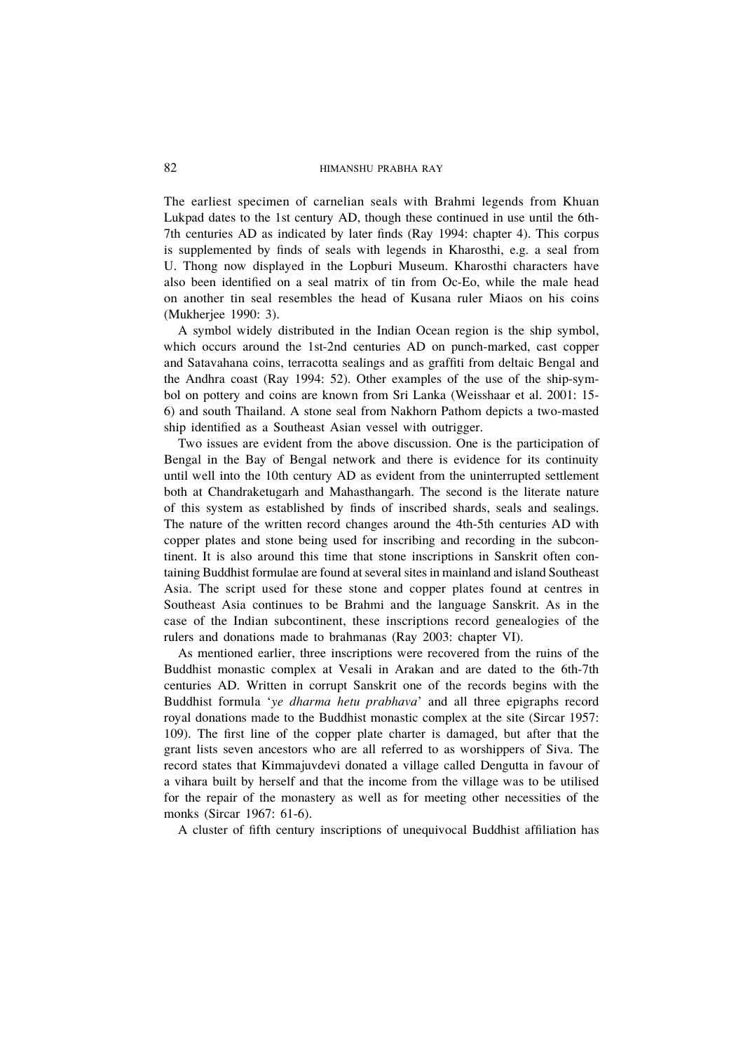The earliest specimen of carnelian seals with Brahmi legends from Khuan Lukpad dates to the 1st century AD, though these continued in use until the 6th-7th centuries AD as indicated by later finds (Ray 1994: chapter 4). This corpus is supplemented by finds of seals with legends in Kharosthi, e.g. a seal from U. Thong now displayed in the Lopburi Museum. Kharosthi characters have also been identified on a seal matrix of tin from Oc-Eo, while the male head on another tin seal resembles the head of Kusana ruler Miaos on his coins (Mukherjee 1990: 3).

A symbol widely distributed in the Indian Ocean region is the ship symbol, which occurs around the 1st-2nd centuries AD on punch-marked, cast copper and Satavahana coins, terracotta sealings and as graffiti from deltaic Bengal and the Andhra coast (Ray 1994: 52). Other examples of the use of the ship-symbol on pottery and coins are known from Sri Lanka (Weisshaar et al. 2001: 15-6) and south Thailand. A stone seal from Nakhorn Pathom depicts a two-masted ship identified as a Southeast Asian vessel with outrigger.

Two issues are evident from the above discussion. One is the participation of Bengal in the Bay of Bengal network and there is evidence for its continuity until well into the 10th century AD as evident from the uninterrupted settlement both at Chandraketugarh and Mahasthangarh. The second is the literate nature of this system as established by finds of inscribed shards, seals and sealings. The nature of the written record changes around the 4th-5th centuries AD with copper plates and stone being used for inscribing and recording in the subcontinent. It is also around this time that stone inscriptions in Sanskrit often containing Buddhist formulae are found at several sites in mainland and island Southeast Asia. The script used for these stone and copper plates found at centres in Southeast Asia continues to be Brahmi and the language Sanskrit. As in the case of the Indian subcontinent, these inscriptions record genealogies of the rulers and donations made to brahmanas (Ray 2003: chapter VI).

As mentioned earlier, three inscriptions were recovered from the ruins of the Buddhist monastic complex at Vesali in Arakan and are dated to the 6th-7th centuries AD. Written in corrupt Sanskrit one of the records begins with the Buddhist formula '*ye dharma hetu prabhava*' and all three epigraphs record royal donations made to the Buddhist monastic complex at the site (Sircar 1957: 109). The first line of the copper plate charter is damaged, but after that the grant lists seven ancestors who are all referred to as worshippers of Siva. The record states that Kimmajuvdevi donated a village called Dengutta in favour of a vihara built by herself and that the income from the village was to be utilised for the repair of the monastery as well as for meeting other necessities of the monks (Sircar 1967: 61-6).

A cluster of fifth century inscriptions of unequivocal Buddhist affiliation has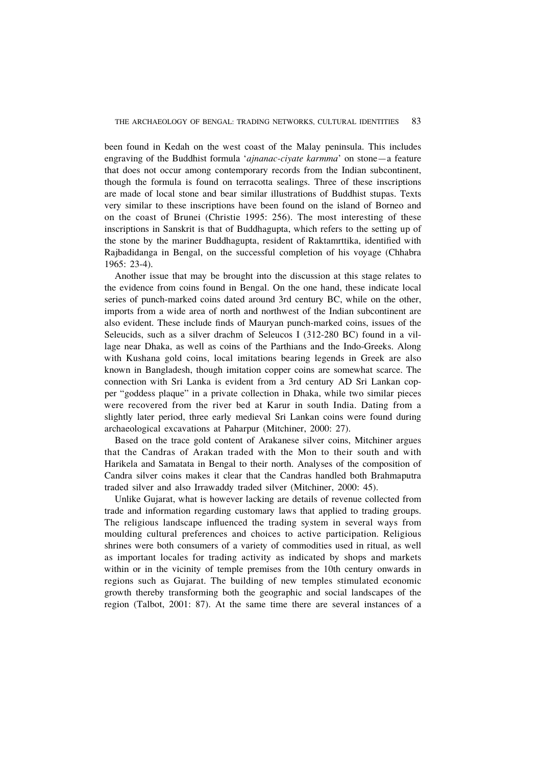been found in Kedah on the west coast of the Malay peninsula. This includes engraving of the Buddhist formula '*ajnanac-ciyate karmma*' on stone—a feature that does not occur among contemporary records from the Indian subcontinent, though the formula is found on terracotta sealings. Three of these inscriptions are made of local stone and bear similar illustrations of Buddhist stupas. Texts very similar to these inscriptions have been found on the island of Borneo and on the coast of Brunei (Christie 1995: 256). The most interesting of these inscriptions in Sanskrit is that of Buddhagupta, which refers to the setting up of the stone by the mariner Buddhagupta, resident of Raktamrttika, identified with Rajbadidanga in Bengal, on the successful completion of his voyage (Chhabra 1965: 23-4).

Another issue that may be brought into the discussion at this stage relates to the evidence from coins found in Bengal. On the one hand, these indicate local series of punch-marked coins dated around 3rd century BC, while on the other, imports from a wide area of north and northwest of the Indian subcontinent are also evident. These include finds of Mauryan punch-marked coins, issues of the Seleucids, such as a silver drachm of Seleucos I (312-280 BC) found in a village near Dhaka, as well as coins of the Parthians and the Indo-Greeks. Along with Kushana gold coins, local imitations bearing legends in Greek are also known in Bangladesh, though imitation copper coins are somewhat scarce. The connection with Sri Lanka is evident from a 3rd century AD Sri Lankan copper "goddess plaque" in a private collection in Dhaka, while two similar pieces were recovered from the river bed at Karur in south India. Dating from a slightly later period, three early medieval Sri Lankan coins were found during archaeological excavations at Paharpur (Mitchiner, 2000: 27).

Based on the trace gold content of Arakanese silver coins, Mitchiner argues that the Candras of Arakan traded with the Mon to their south and with Harikela and Samatata in Bengal to their north. Analyses of the composition of Candra silver coins makes it clear that the Candras handled both Brahmaputra traded silver and also Irrawaddy traded silver (Mitchiner, 2000: 45).

Unlike Gujarat, what is however lacking are details of revenue collected from trade and information regarding customary laws that applied to trading groups. The religious landscape influenced the trading system in several ways from moulding cultural preferences and choices to active participation. Religious shrines were both consumers of a variety of commodities used in ritual, as well as important locales for trading activity as indicated by shops and markets within or in the vicinity of temple premises from the 10th century onwards in regions such as Gujarat. The building of new temples stimulated economic growth thereby transforming both the geographic and social landscapes of the region (Talbot, 2001: 87). At the same time there are several instances of a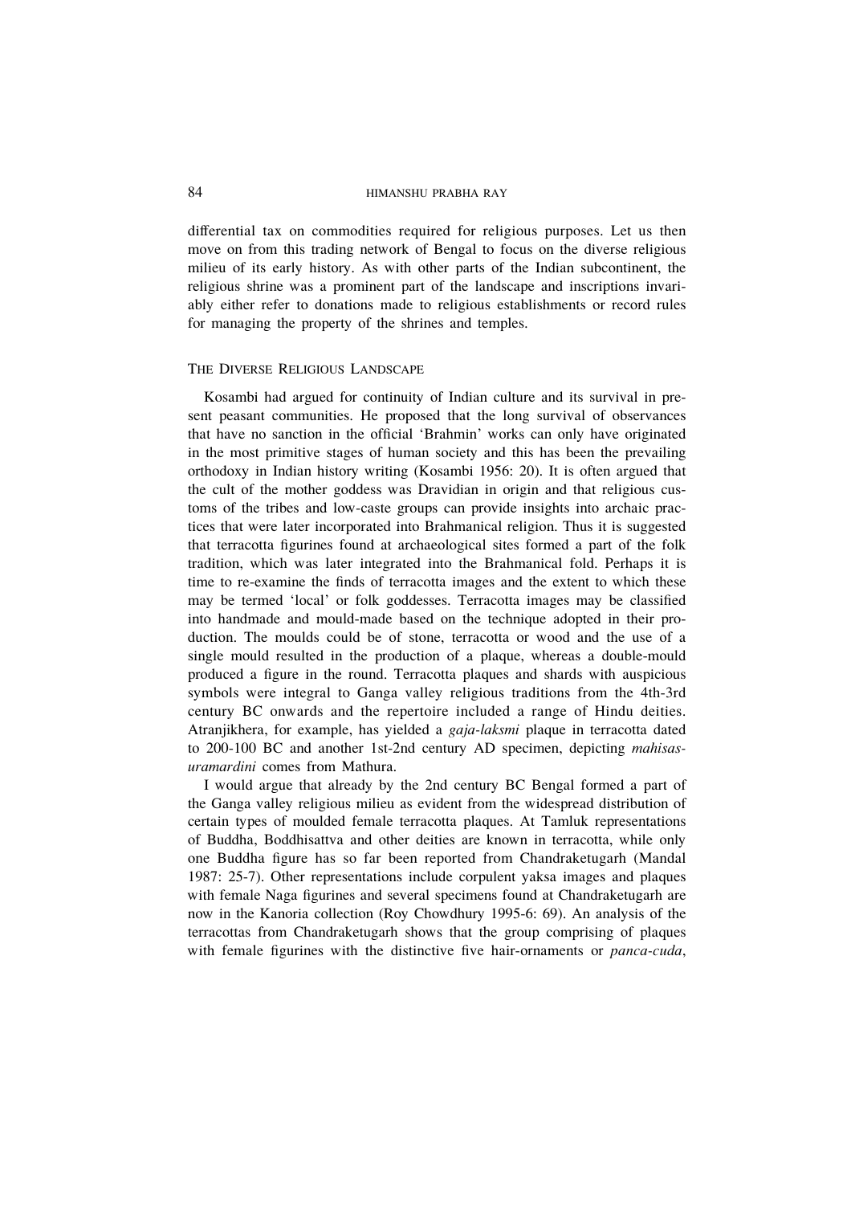differential tax on commodities required for religious purposes. Let us then move on from this trading network of Bengal to focus on the diverse religious milieu of its early history. As with other parts of the Indian subcontinent, the religious shrine was a prominent part of the landscape and inscriptions invariably either refer to donations made to religious establishments or record rules for managing the property of the shrines and temples.

## The Diverse Religious Landscape

Kosambi had argued for continuity of Indian culture and its survival in present peasant communities. He proposed that the long survival of observances that have no sanction in the official 'Brahmin' works can only have originated in the most primitive stages of human society and this has been the prevailing orthodoxy in Indian history writing (Kosambi 1956: 20). It is often argued that the cult of the mother goddess was Dravidian in origin and that religious customs of the tribes and low-caste groups can provide insights into archaic practices that were later incorporated into Brahmanical religion. Thus it is suggested that terracotta figurines found at archaeological sites formed a part of the folk tradition, which was later integrated into the Brahmanical fold. Perhaps it is time to re-examine the finds of terracotta images and the extent to which these may be termed 'local' or folk goddesses. Terracotta images may be classified into handmade and mould-made based on the technique adopted in their production. The moulds could be of stone, terracotta or wood and the use of a single mould resulted in the production of a plaque, whereas a double-mould produced a figure in the round. Terracotta plaques and shards with auspicious symbols were integral to Ganga valley religious traditions from the 4th-3rd century BC onwards and the repertoire included a range of Hindu deities. Atranjikhera, for example, has yielded a *gaja-laksmi* plaque in terracotta dated to 200-100 BC and another 1st-2nd century AD specimen, depicting *mahisasuramardini* comes from Mathura.

I would argue that already by the 2nd century BC Bengal formed a part of the Ganga valley religious milieu as evident from the widespread distribution of certain types of moulded female terracotta plaques. At Tamluk representations of Buddha, Boddhisattva and other deities are known in terracotta, while only one Buddha figure has so far been reported from Chandraketugarh (Mandal 1987: 25-7). Other representations include corpulent yaksa images and plaques with female Naga figurines and several specimens found at Chandraketugarh are now in the Kanoria collection (Roy Chowdhury 1995-6: 69). An analysis of the terracottas from Chandraketugarh shows that the group comprising of plaques with female figurines with the distinctive five hair-ornaments or *panca-cuda*,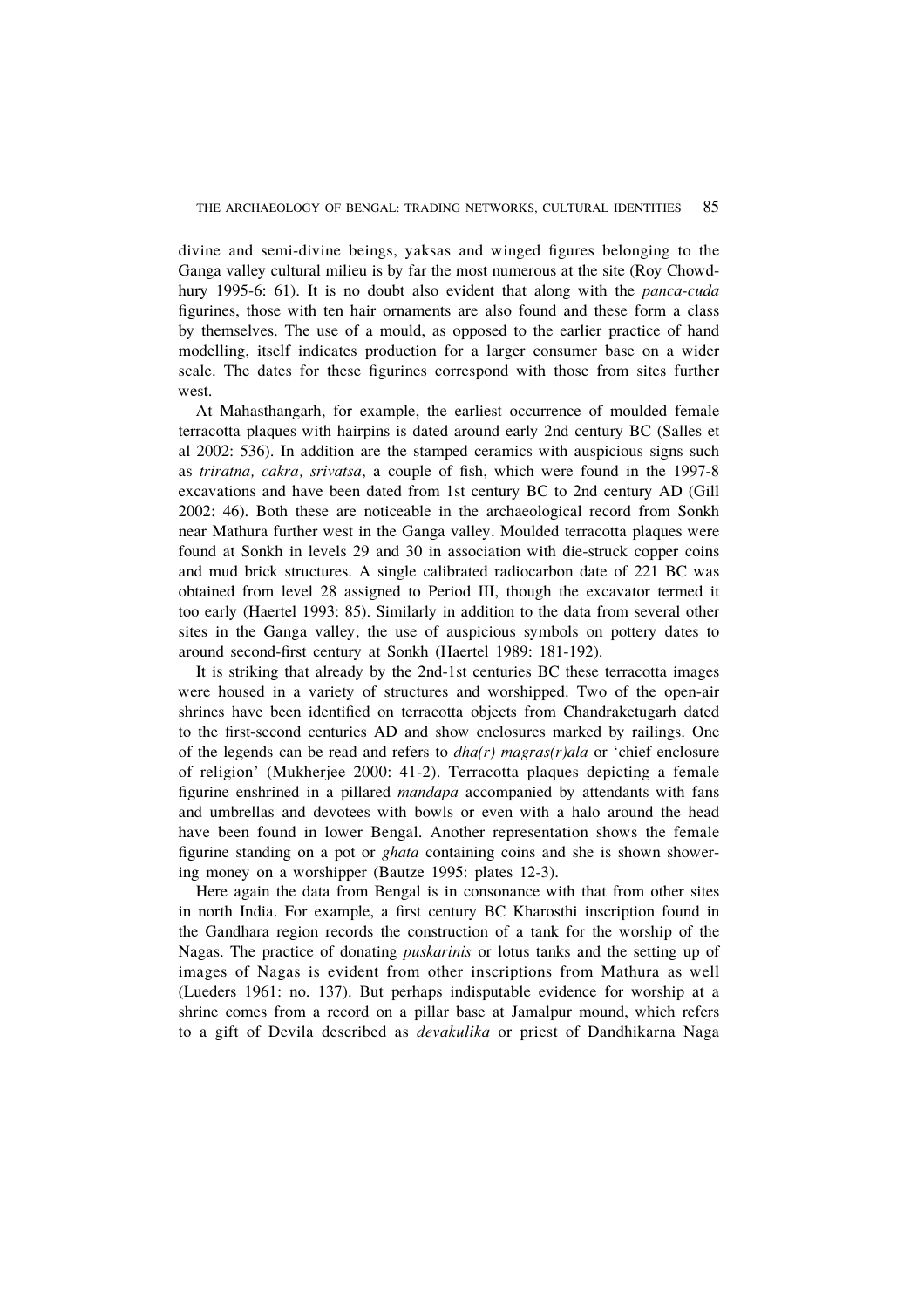divine and semi-divine beings, yaksas and winged figures belonging to the Ganga valley cultural milieu is by far the most numerous at the site (Roy Chowdhury 1995-6: 61). It is no doubt also evident that along with the *panca-cuda* figurines, those with ten hair ornaments are also found and these form a class by themselves. The use of a mould, as opposed to the earlier practice of hand modelling, itself indicates production for a larger consumer base on a wider scale. The dates for these figurines correspond with those from sites further west.

At Mahasthangarh, for example, the earliest occurrence of moulded female terracotta plaques with hairpins is dated around early 2nd century BC (Salles et al 2002: 536). In addition are the stamped ceramics with auspicious signs such as *triratna, cakra, srivatsa*, a couple of fish, which were found in the 1997-8 excavations and have been dated from 1st century BC to 2nd century AD (Gill 2002: 46). Both these are noticeable in the archaeological record from Sonkh near Mathura further west in the Ganga valley. Moulded terracotta plaques were found at Sonkh in levels 29 and 30 in association with die-struck copper coins and mud brick structures. A single calibrated radiocarbon date of 221 BC was obtained from level 28 assigned to Period III, though the excavator termed it too early (Haertel 1993: 85). Similarly in addition to the data from several other sites in the Ganga valley, the use of auspicious symbols on pottery dates to around second-first century at Sonkh (Haertel 1989: 181-192).

It is striking that already by the 2nd-1st centuries BC these terracotta images were housed in a variety of structures and worshipped. Two of the open-air shrines have been identified on terracotta objects from Chandraketugarh dated to the first-second centuries AD and show enclosures marked by railings. One of the legends can be read and refers to *dha(r) magras(r)ala* or 'chief enclosure of religion' (Mukherjee 2000: 41-2). Terracotta plaques depicting a female figurine enshrined in a pillared *mandapa* accompanied by attendants with fans and umbrellas and devotees with bowls or even with a halo around the head have been found in lower Bengal. Another representation shows the female figurine standing on a pot or *ghata* containing coins and she is shown showering money on a worshipper (Bautze 1995: plates 12-3).

Here again the data from Bengal is in consonance with that from other sites in north India. For example, a first century BC Kharosthi inscription found in the Gandhara region records the construction of a tank for the worship of the Nagas. The practice of donating *puskarinis* or lotus tanks and the setting up of images of Nagas is evident from other inscriptions from Mathura as well (Lueders 1961: no. 137). But perhaps indisputable evidence for worship at a shrine comes from a record on a pillar base at Jamalpur mound, which refers to a gift of Devila described as *devakulika* or priest of Dandhikarna Naga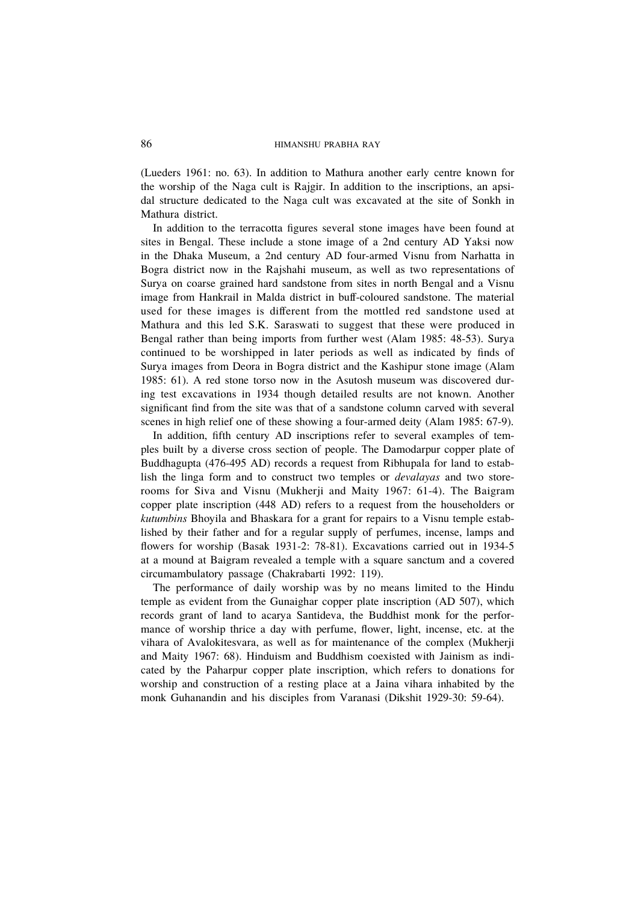(Lueders 1961: no. 63). In addition to Mathura another early centre known for the worship of the Naga cult is Rajgir. In addition to the inscriptions, an apsidal structure dedicated to the Naga cult was excavated at the site of Sonkh in Mathura district.

In addition to the terracotta figures several stone images have been found at sites in Bengal. These include a stone image of a 2nd century AD Yaksi now in the Dhaka Museum, a 2nd century AD four-armed Visnu from Narhatta in Bogra district now in the Rajshahi museum, as well as two representations of Surya on coarse grained hard sandstone from sites in north Bengal and a Visnu image from Hankrail in Malda district in buff-coloured sandstone. The material used for these images is different from the mottled red sandstone used at Mathura and this led S.K. Saraswati to suggest that these were produced in Bengal rather than being imports from further west (Alam 1985: 48-53). Surya continued to be worshipped in later periods as well as indicated by finds of Surya images from Deora in Bogra district and the Kashipur stone image (Alam 1985: 61). A red stone torso now in the Asutosh museum was discovered during test excavations in 1934 though detailed results are not known. Another significant find from the site was that of a sandstone column carved with several scenes in high relief one of these showing a four-armed deity (Alam 1985: 67-9).

In addition, fifth century AD inscriptions refer to several examples of temples built by a diverse cross section of people. The Damodarpur copper plate of Buddhagupta (476-495 AD) records a request from Ribhupala for land to establish the linga form and to construct two temples or *devalayas* and two storerooms for Siva and Visnu (Mukherji and Maity 1967: 61-4). The Baigram copper plate inscription (448 AD) refers to a request from the householders or *kutumbins* Bhoyila and Bhaskara for a grant for repairs to a Visnu temple established by their father and for a regular supply of perfumes, incense, lamps and flowers for worship (Basak 1931-2: 78-81). Excavations carried out in 1934-5 at a mound at Baigram revealed a temple with a square sanctum and a covered circumambulatory passage (Chakrabarti 1992: 119).

The performance of daily worship was by no means limited to the Hindu temple as evident from the Gunaighar copper plate inscription (AD 507), which records grant of land to acarya Santideva, the Buddhist monk for the performance of worship thrice a day with perfume, flower, light, incense, etc. at the vihara of Avalokitesvara, as well as for maintenance of the complex (Mukherji and Maity 1967: 68). Hinduism and Buddhism coexisted with Jainism as indicated by the Paharpur copper plate inscription, which refers to donations for worship and construction of a resting place at a Jaina vihara inhabited by the monk Guhanandin and his disciples from Varanasi (Dikshit 1929-30: 59-64).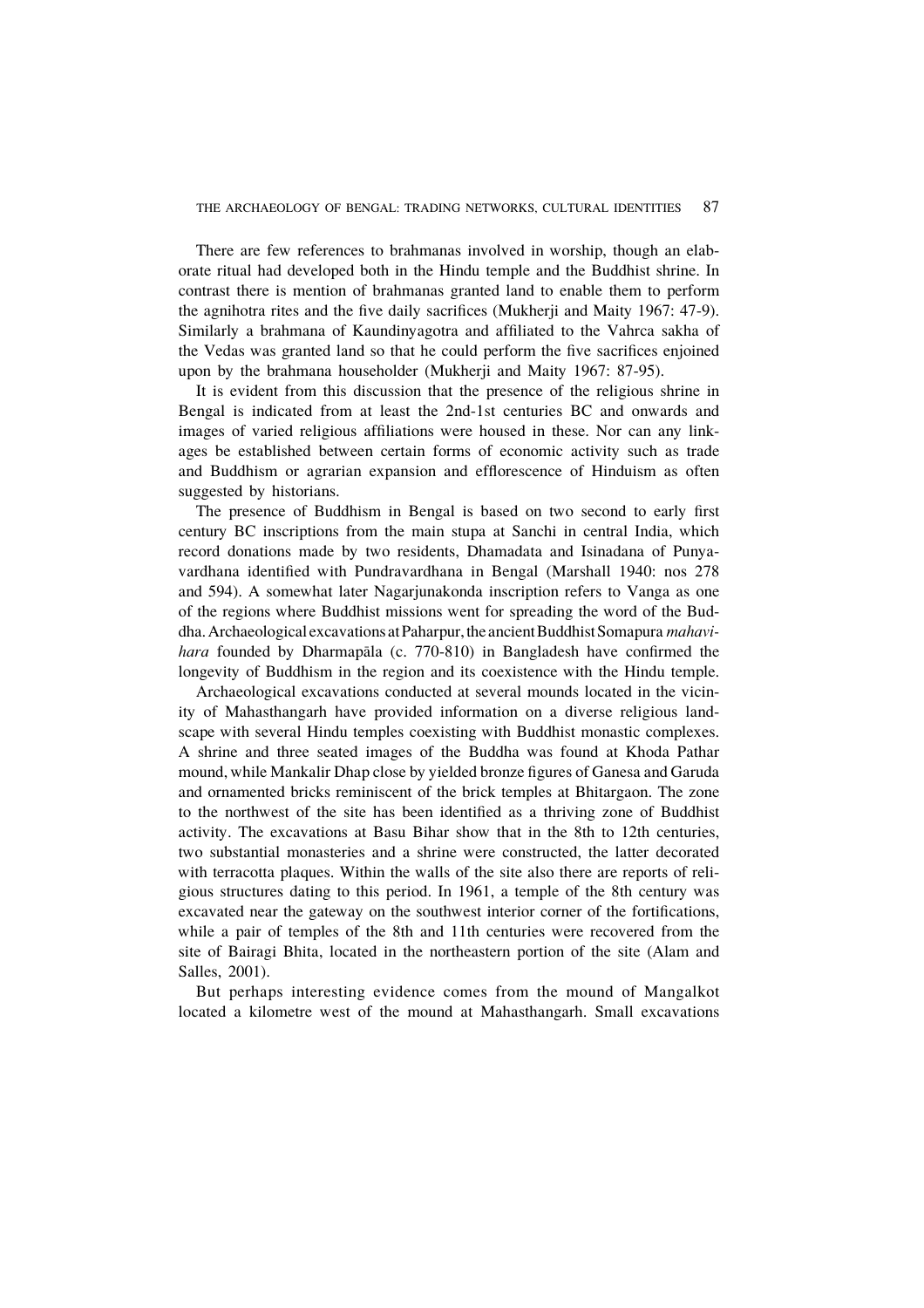There are few references to brahmanas involved in worship, though an elaborate ritual had developed both in the Hindu temple and the Buddhist shrine. In contrast there is mention of brahmanas granted land to enable them to perform the agnihotra rites and the five daily sacrifices (Mukherji and Maity 1967: 47-9). Similarly a brahmana of Kaundinyagotra and affiliated to the Vahrca sakha of the Vedas was granted land so that he could perform the five sacrifices enjoined upon by the brahmana householder (Mukherji and Maity 1967: 87-95).

It is evident from this discussion that the presence of the religious shrine in Bengal is indicated from at least the 2nd-1st centuries BC and onwards and images of varied religious affiliations were housed in these. Nor can any linkages be established between certain forms of economic activity such as trade and Buddhism or agrarian expansion and efflorescence of Hinduism as often suggested by historians.

The presence of Buddhism in Bengal is based on two second to early first century BC inscriptions from the main stupa at Sanchi in central India, which record donations made by two residents, Dhamadata and Isinadana of Punyavardhana identified with Pundravardhana in Bengal (Marshall 1940: nos 278 and 594). A somewhat later Nagarjunakonda inscription refers to Vanga as one of the regions where Buddhist missions went for spreading the word of the Buddha. Archaeological excavations at Paharpur, the ancient Buddhist Somapura *mahavihara* founded by Dharmapāla (c. 770-810) in Bangladesh have confirmed the longevity of Buddhism in the region and its coexistence with the Hindu temple.

Archaeological excavations conducted at several mounds located in the vicinity of Mahasthangarh have provided information on a diverse religious landscape with several Hindu temples coexisting with Buddhist monastic complexes. A shrine and three seated images of the Buddha was found at Khoda Pathar mound, while Mankalir Dhap close by yielded bronze figures of Ganesa and Garuda and ornamented bricks reminiscent of the brick temples at Bhitargaon. The zone to the northwest of the site has been identified as a thriving zone of Buddhist activity. The excavations at Basu Bihar show that in the 8th to 12th centuries, two substantial monasteries and a shrine were constructed, the latter decorated with terracotta plaques. Within the walls of the site also there are reports of religious structures dating to this period. In 1961, a temple of the 8th century was excavated near the gateway on the southwest interior corner of the fortifications, while a pair of temples of the 8th and 11th centuries were recovered from the site of Bairagi Bhita, located in the northeastern portion of the site (Alam and Salles, 2001).

But perhaps interesting evidence comes from the mound of Mangalkot located a kilometre west of the mound at Mahasthangarh. Small excavations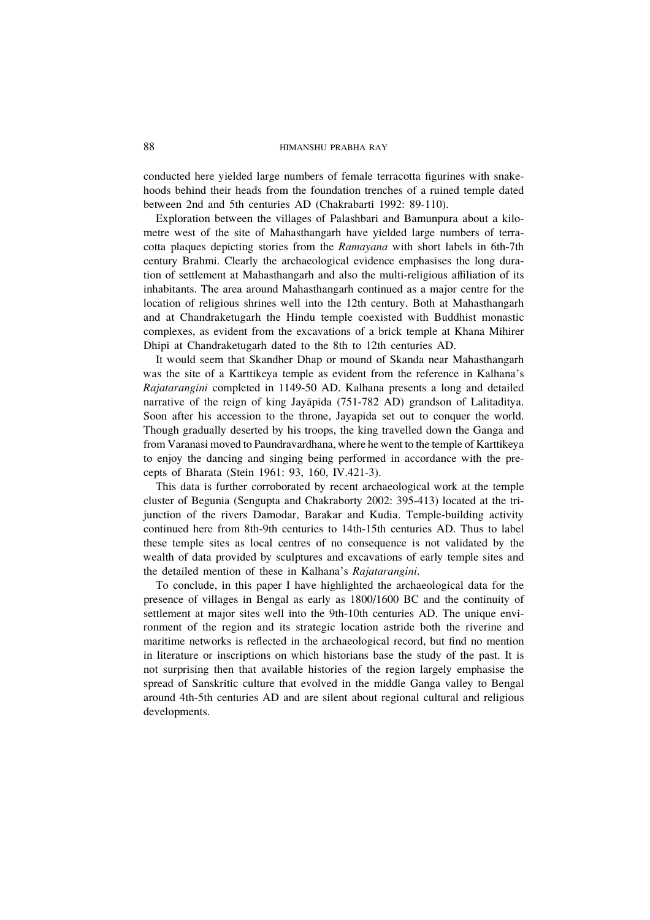conducted here yielded large numbers of female terracotta figurines with snake-hoods behind their heads from the foundation trenches of a ruined temple dated between 2nd and 5th centuries AD (Chakrabarti 1992: 89-110).

Exploration between the villages of Palashbari and Bamunpura about a kilometre west of the site of Mahasthangarh have yielded large numbers of terracotta plaques depicting stories from the *Ramayana* with short labels in 6th-7th century Brahmi. Clearly the archaeological evidence emphasises the long duration of settlement at Mahasthangarh and also the multi-religious affiliation of its inhabitants. The area around Mahasthangarh continued as a major centre for the location of religious shrines well into the 12th century. Both at Mahasthangarh and at Chandraketugarh the Hindu temple coexisted with Buddhist monastic complexes, as evident from the excavations of a brick temple at Khana Mihirer Dhipi at Chandraketugarh dated to the 8th to 12th centuries AD.

It would seem that Skandher Dhap or mound of Skanda near Mahasthangarh was the site of a Karttikeya temple as evident from the reference in Kalhana's *Rajatarangini* completed in 1149-50 AD. Kalhana presents a long and detailed narrative of the reign of king Jayāpīda (751-782 AD) grandson of Lalitaditya. Soon after his accession to the throne, Jayapida set out to conquer the world. Though gradually deserted by his troops, the king travelled down the Ganga and from Varanasi moved to Paundravardhana, where he went to the temple of Karttikeya to enjoy the dancing and singing being performed in accordance with the precepts of Bharata (Stein 1961: 93, 160, IV.421-3).

This data is further corroborated by recent archaeological work at the temple cluster of Begunia (Sengupta and Chakraborty 2002: 395-413) located at the tri-junction of the rivers Damodar, Barakar and Kudia. Temple-building activity continued here from 8th-9th centuries to 14th-15th centuries AD. Thus to label these temple sites as local centres of no consequence is not validated by the wealth of data provided by sculptures and excavations of early temple sites and the detailed mention of these in Kalhana's *Rajatarangini*.

To conclude, in this paper I have highlighted the archaeological data for the presence of villages in Bengal as early as 1800/1600 BC and the continuity of settlement at major sites well into the 9th-10th centuries AD. The unique environment of the region and its strategic location astride both the riverine and maritime networks is reflected in the archaeological record, but find no mention in literature or inscriptions on which historians base the study of the past. It is not surprising then that available histories of the region largely emphasise the spread of Sanskritic culture that evolved in the middle Ganga valley to Bengal around 4th-5th centuries AD and are silent about regional cultural and religious developments.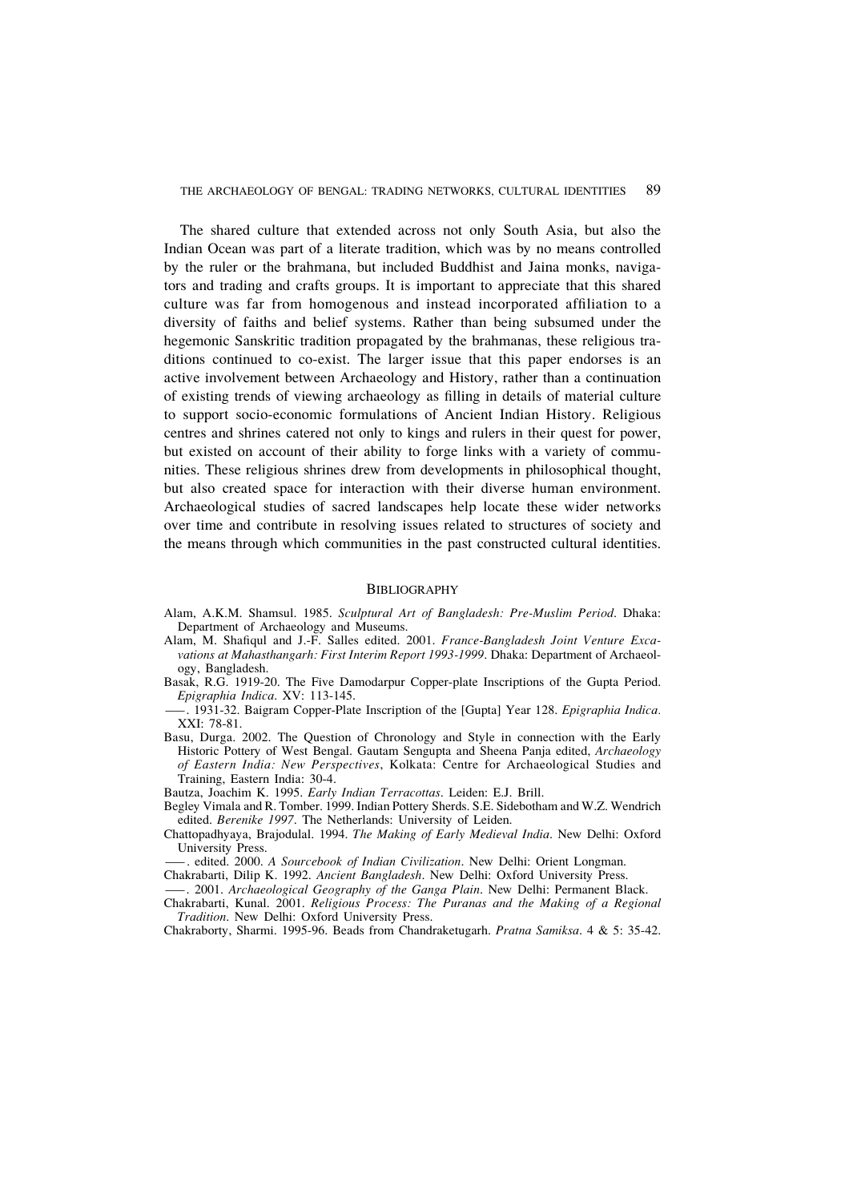The shared culture that extended across not only South Asia, but also the Indian Ocean was part of a literate tradition, which was by no means controlled by the ruler or the brahmana, but included Buddhist and Jaina monks, navigators and trading and crafts groups. It is important to appreciate that this shared culture was far from homogenous and instead incorporated affiliation to a diversity of faiths and belief systems. Rather than being subsumed under the hegemonic Sanskritic tradition propagated by the brahmanas, these religious traditions continued to co-exist. The larger issue that this paper endorses is an active involvement between Archaeology and History, rather than a continuation of existing trends of viewing archaeology as filling in details of material culture to support socio-economic formulations of Ancient Indian History. Religious centres and shrines catered not only to kings and rulers in their quest for power, but existed on account of their ability to forge links with a variety of communities. These religious shrines drew from developments in philosophical thought, but also created space for interaction with their diverse human environment. Archaeological studies of sacred landscapes help locate these wider networks over time and contribute in resolving issues related to structures of society and the means through which communities in the past constructed cultural identities.

## BIBLIOGRAPHY

Alam, A.K.M. Shamsul. 1985. *Sculptural Art of Bangladesh: Pre-Muslim Period*. Dhaka: Department of Archaeology and Museums.

Alam, M. Shafiqul and J.-F. Salles edited. 2001. *France-Bangladesh Joint Venture Excavations at Mahasthangarh: First Interim Report 1993-1999*. Dhaka: Department of Archaeology, Bangladesh.

Basak, R.G. 1919-20. The Five Damodarpur Copper-plate Inscriptions of the Gupta Period. *Epigraphia Indica*. XV: 113-145.

——. 1931-32. Baigram Copper-Plate Inscription of the [Gupta] Year 128. *Epigraphia Indica*. XXI: 78-81.

Basu, Durga. 2002. The Question of Chronology and Style in connection with the Early Historic Pottery of West Bengal. Gautam Sengupta and Sheena Panja edited, *Archaeology of Eastern India: New Perspectives*, Kolkata: Centre for Archaeological Studies and Training, Eastern India: 30-4.

Bautza, Joachim K. 1995. *Early Indian Terracottas*. Leiden: E.J. Brill.

Begley Vimala and R. Tomber. 1999. Indian Pottery Sherds. S.E. Sidebotham and W.Z. Wendrich edited. *Berenike 1997*. The Netherlands: University of Leiden.

Chattopadhyaya, Brajodulal. 1994. *The Making of Early Medieval India*. New Delhi: Oxford University Press.

——. edited. 2000. *A Sourcebook of Indian Civilization*. New Delhi: Orient Longman.

Chakrabarti, Dilip K. 1992. *Ancient Bangladesh*. New Delhi: Oxford University Press.

——. 2001. *Archaeological Geography of the Ganga Plain*. New Delhi: Permanent Black.

Chakrabarti, Kunal. 2001. *Religious Process: The Puranas and the Making of a Regional Tradition*. New Delhi: Oxford University Press.

Chakraborty, Sharmi. 1995-96. Beads from Chandraketugarh. *Pratna Samiksa*. 4 & 5: 35-42.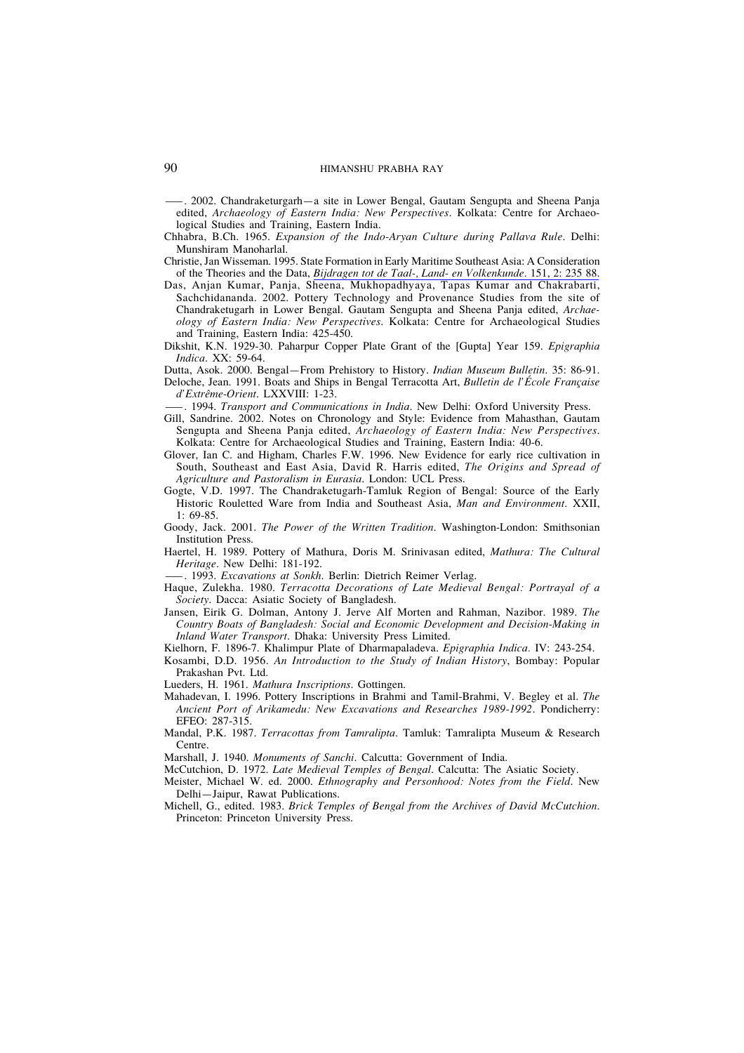——. 2002. Chandraketurgarh—a site in Lower Bengal, Gautam Sengupta and Sheena Panja edited, *Archaeology of Eastern India: New Perspectives*. Kolkata: Centre for Archaeological Studies and Training, Eastern India.

Chhabra, B.Ch. 1965. *Expansion of the Indo-Aryan Culture during Pallava Rule*. Delhi: Munshiram Manoharlal.

Christie, Jan Wisseman. 1995. State Formation in Early Maritime Southeast Asia: A Consideration of the Theories and the Data, *Bijdragen tot de Taal-, Land- en Volkenkunde*. 151, 2: 235 88.

Das, Anjan Kumar, Panja, Sheena, Mukhopadhyaya, Tapas Kumar and Chakrabarti, Sachchidananda. 2002. Pottery Technology and Provenance Studies from the site of Chandraketugarh in Lower Bengal. Gautam Sengupta and Sheena Panja edited, *Archaeology of Eastern India: New Perspectives*. Kolkata: Centre for Archaeological Studies and Training, Eastern India: 425-450.

Dikshit, K.N. 1929-30. Paharpur Copper Plate Grant of the [Gupta] Year 159. *Epigraphia Indica*. XX: 59-64.

Dutta, Asok. 2000. Bengal—From Prehistory to History. *Indian Museum Bulletin*. 35: 86-91.

Deloche, Jean. 1991. Boats and Ships in Bengal Terracotta Art, *Bulletin de l'École Française d'Extrême-Orient*. LXXVIII: 1-23.

——. 1994. *Transport and Communications in India*. New Delhi: Oxford University Press.

Gill, Sandrine. 2002. Notes on Chronology and Style: Evidence from Mahasthan, Gautam Sengupta and Sheena Panja edited, *Archaeology of Eastern India: New Perspectives*. Kolkata: Centre for Archaeological Studies and Training, Eastern India: 40-6.

Glover, Ian C. and Higham, Charles F.W. 1996. New Evidence for early rice cultivation in South, Southeast and East Asia, David R. Harris edited, *The Origins and Spread of Agriculture and Pastoralism in Eurasia*. London: UCL Press.

Gogte, V.D. 1997. The Chandraketugarh-Tamluk Region of Bengal: Source of the Early Historic Rouletted Ware from India and Southeast Asia, *Man and Environment*. XXII, 1: 69-85.

Goody, Jack. 2001. *The Power of the Written Tradition*. Washington-London: Smithsonian Institution Press.

Haertel, H. 1989. Pottery of Mathura, Doris M. Srinivasan edited, *Mathura: The Cultural Heritage*. New Delhi: 181-192.

——. 1993. *Excavations at Sonkh*. Berlin: Dietrich Reimer Verlag.

Haque, Zulekha. 1980. *Terracotta Decorations of Late Medieval Bengal: Portrayal of a Society*. Dacca: Asiatic Society of Bangladesh.

Jansen, Eirik G. Dolman, Antony J. Jerve Alf Morten and Rahman, Nazibor. 1989. *The Country Boats of Bangladesh: Social and Economic Development and Decision-Making in Inland Water Transport*. Dhaka: University Press Limited.

Kielhorn, F. 1896-7. Khalimpur Plate of Dharmapaladeva. *Epigraphia Indica*. IV: 243-254.

Kosambi, D.D. 1956. *An Introduction to the Study of Indian History*, Bombay: Popular Prakashan Pvt. Ltd.

Lueders, H. 1961. *Mathura Inscriptions*. Gottingen.

Mahadevan, I. 1996. Pottery Inscriptions in Brahmi and Tamil-Brahmi, V. Begley et al. *The Ancient Port of Arikamedu: New Excavations and Researches 1989-1992*. Pondicherry: EFEO: 287-315.

Mandal, P.K. 1987. *Terracottas from Tamralipta*. Tamluk: Tamralipta Museum & Research Centre.

Marshall, J. 1940. *Monuments of Sanchi*. Calcutta: Government of India.

McCutchion, D. 1972. *Late Medieval Temples of Bengal*. Calcutta: The Asiatic Society.

Meister, Michael W. ed. 2000. *Ethnography and Personhood: Notes from the Field*. New Delhi—Jaipur, Rawat Publications.

Michell, G., edited. 1983. *Brick Temples of Bengal from the Archives of David McCutchion*. Princeton: Princeton University Press.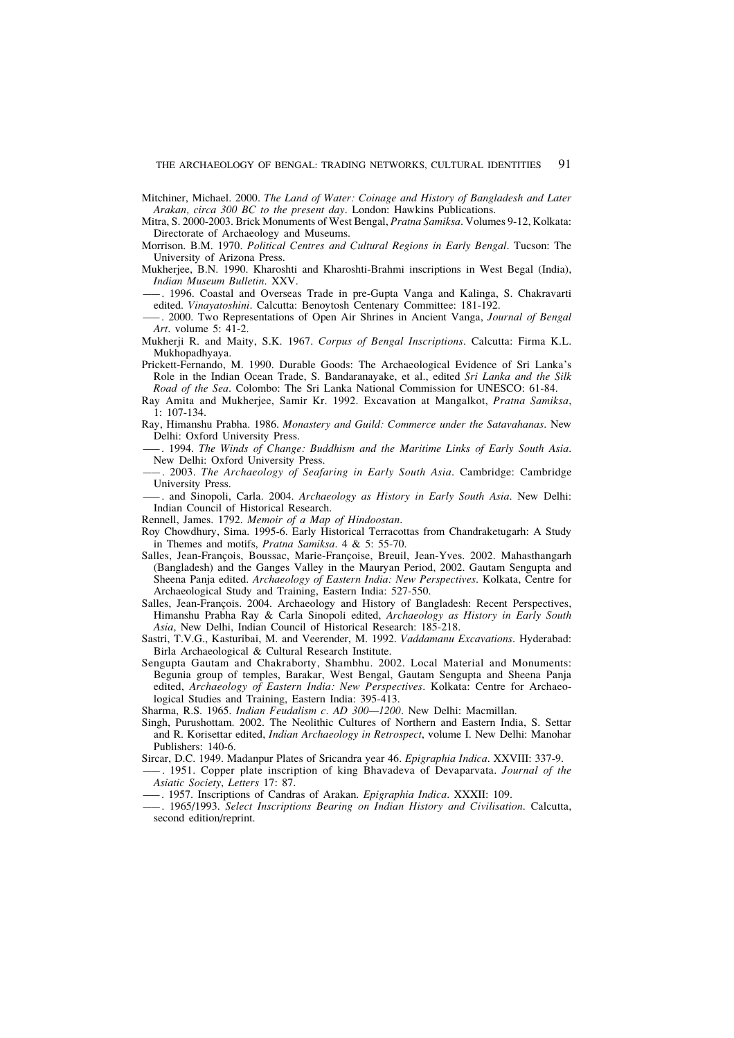Mitchiner, Michael. 2000. *The Land of Water: Coinage and History of Bangladesh and Later Arakan, circa 300 BC to the present day*. London: Hawkins Publications.

Mitra, S. 2000-2003. Brick Monuments of West Bengal, *Pratna Samiksa*. Volumes 9-12, Kolkata: Directorate of Archaeology and Museums.

Morrison. B.M. 1970. *Political Centres and Cultural Regions in Early Bengal*. Tucson: The University of Arizona Press.

Mukherjee, B.N. 1990. Kharoshti and Kharoshti-Brahmi inscriptions in West Begal (India), *Indian Museum Bulletin*. XXV.

——. 1996. Coastal and Overseas Trade in pre-Gupta Vanga and Kalinga, S. Chakravarti edited. *Vinayatoshini*. Calcutta: Benoytosh Centenary Committee: 181-192.

——. 2000. Two Representations of Open Air Shrines in Ancient Vanga, *Journal of Bengal Art*. volume 5: 41-2.

Mukherji R. and Maity, S.K. 1967. *Corpus of Bengal Inscriptions*. Calcutta: Firma K.L. Mukhopadhyaya.

Prickett-Fernando, M. 1990. Durable Goods: The Archaeological Evidence of Sri Lanka's Role in the Indian Ocean Trade, S. Bandaranayake, et al., edited *Sri Lanka and the Silk Road of the Sea*. Colombo: The Sri Lanka National Commission for UNESCO: 61-84.

Ray Amita and Mukherjee, Samir Kr. 1992. Excavation at Mangalkot, *Pratna Samiksa*, 1: 107-134.

Ray, Himanshu Prabha. 1986. *Monastery and Guild: Commerce under the Satavahanas*. New Delhi: Oxford University Press.

——. 1994. *The Winds of Change: Buddhism and the Maritime Links of Early South Asia*. New Delhi: Oxford University Press.

——. 2003. *The Archaeology of Seafaring in Early South Asia*. Cambridge: Cambridge University Press.

——. and Sinopoli, Carla. 2004. *Archaeology as History in Early South Asia*. New Delhi: Indian Council of Historical Research.

Rennell, James. 1792. *Memoir of a Map of Hindoostan*.

Roy Chowdhury, Sima. 1995-6. Early Historical Terracottas from Chandraketugarh: A Study in Themes and motifs, *Pratna Samiksa*. 4 & 5: 55-70.

Salles, Jean-François, Boussac, Marie-Françoise, Breuil, Jean-Yves. 2002. Mahasthangarh (Bangladesh) and the Ganges Valley in the Mauryan Period, 2002. Gautam Sengupta and Sheena Panja edited. *Archaeology of Eastern India: New Perspectives*. Kolkata, Centre for Archaeological Study and Training, Eastern India: 527-550.

Salles, Jean-François. 2004. Archaeology and History of Bangladesh: Recent Perspectives, Himanshu Prabha Ray & Carla Sinopoli edited, *Archaeology as History in Early South Asia*, New Delhi, Indian Council of Historical Research: 185-218.

Sastri, T.V.G., Kasturibai, M. and Veerender, M. 1992. *Vaddamanu Excavations*. Hyderabad: Birla Archaeological & Cultural Research Institute.

Sengupta Gautam and Chakraborty, Shambhu. 2002. Local Material and Monuments: Begunia group of temples, Barakar, West Bengal, Gautam Sengupta and Sheena Panja edited, *Archaeology of Eastern India: New Perspectives*. Kolkata: Centre for Archaeological Studies and Training, Eastern India: 395-413.

Sharma, R.S. 1965. *Indian Feudalism c. AD 300—1200*. New Delhi: Macmillan.

Singh, Purushottam. 2002. The Neolithic Cultures of Northern and Eastern India, S. Settar and R. Korisettar edited, *Indian Archaeology in Retrospect*, volume I. New Delhi: Manohar Publishers: 140-6.

Sircar, D.C. 1949. Madanpur Plates of Sricandra year 46. *Epigraphia Indica*. XXVIII: 337-9.

——. 1951. Copper plate inscription of king Bhavadeva of Devaparvata. *Journal of the Asiatic Society*, *Letters* 17: 87.

——. 1957. Inscriptions of Candras of Arakan. *Epigraphia Indica*. XXXII: 109.

——. 1965/1993. *Select Inscriptions Bearing on Indian History and Civilisation*. Calcutta, second edition/reprint.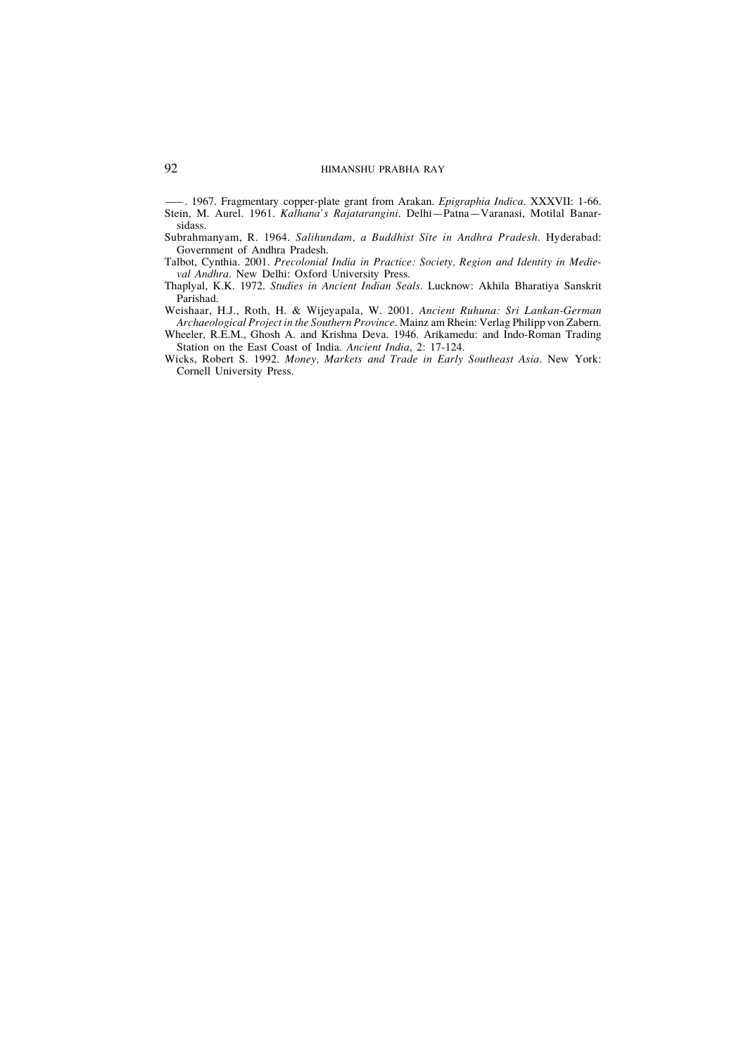——. 1967. Fragmentary copper-plate grant from Arakan. *Epigraphia Indica*. XXXVII: 1-66.

Stein, M. Aurel. 1961. *Kalhana's Rajatarangini*. Delhi—Patna—Varanasi, Motilal Banarsidass.

Subrahmanyam, R. 1964. *Salihundam, a Buddhist Site in Andhra Pradesh*. Hyderabad: Government of Andhra Pradesh.

Talbot, Cynthia. 2001. *Precolonial India in Practice: Society, Region and Identity in Medieval Andhra*. New Delhi: Oxford University Press.

Thaplyal, K.K. 1972. *Studies in Ancient Indian Seals*. Lucknow: Akhila Bharatiya Sanskrit Parishad.

Weishaar, H.J., Roth, H. & Wijeyapala, W. 2001. *Ancient Ruhuna: Sri Lankan-German Archaeological Project in the Southern Province*. Mainz am Rhein: Verlag Philipp von Zabern.

Wheeler, R.E.M., Ghosh A. and Krishna Deva. 1946. Arikamedu: and Indo-Roman Trading Station on the East Coast of India. *Ancient India*, 2: 17-124.

Wicks, Robert S. 1992. *Money, Markets and Trade in Early Southeast Asia*. New York: Cornell University Press.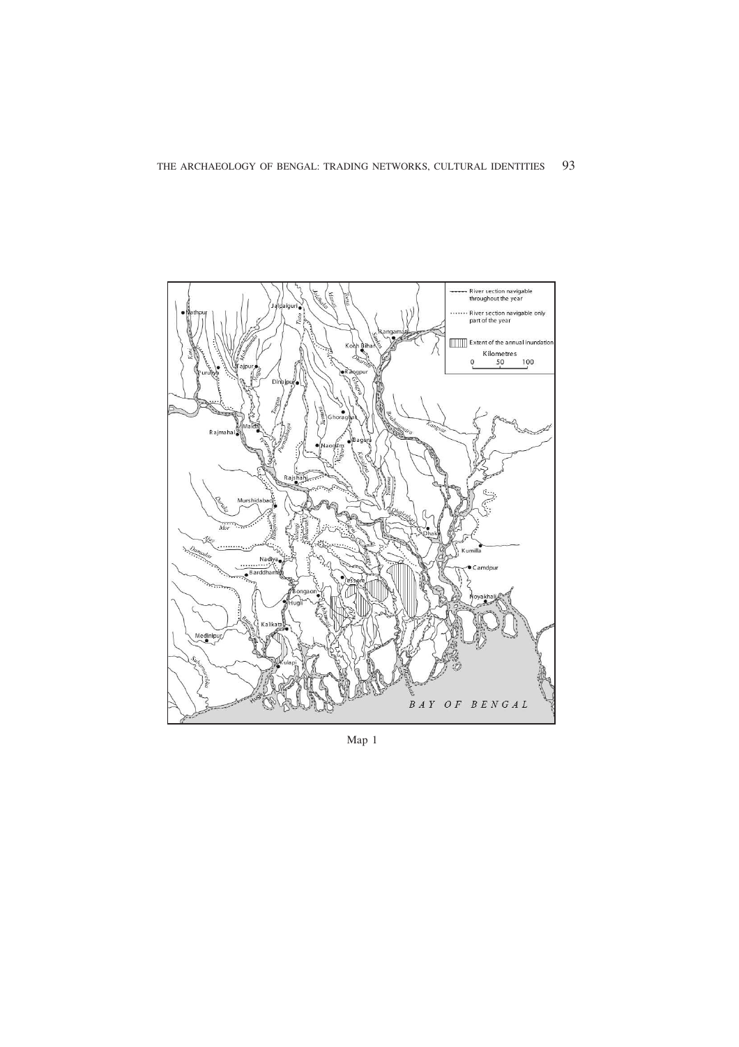Map 1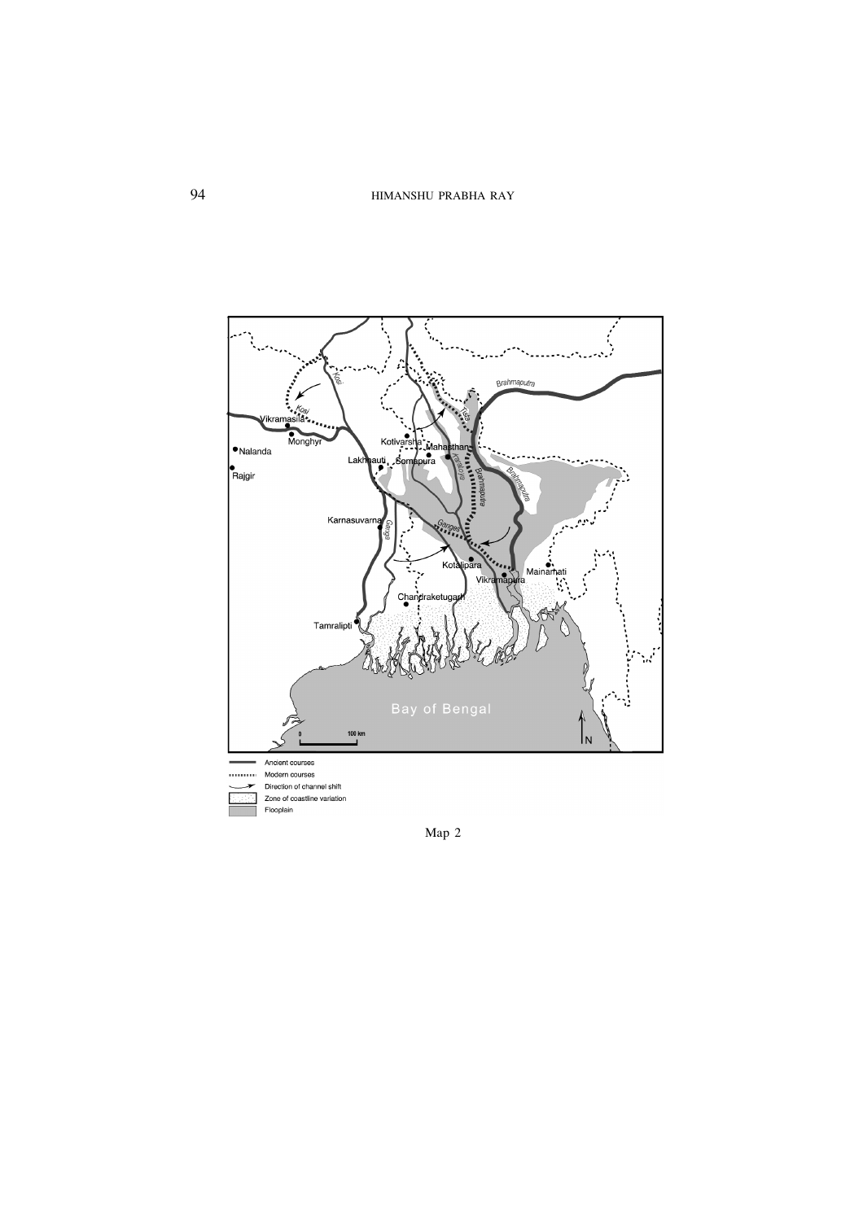Map 2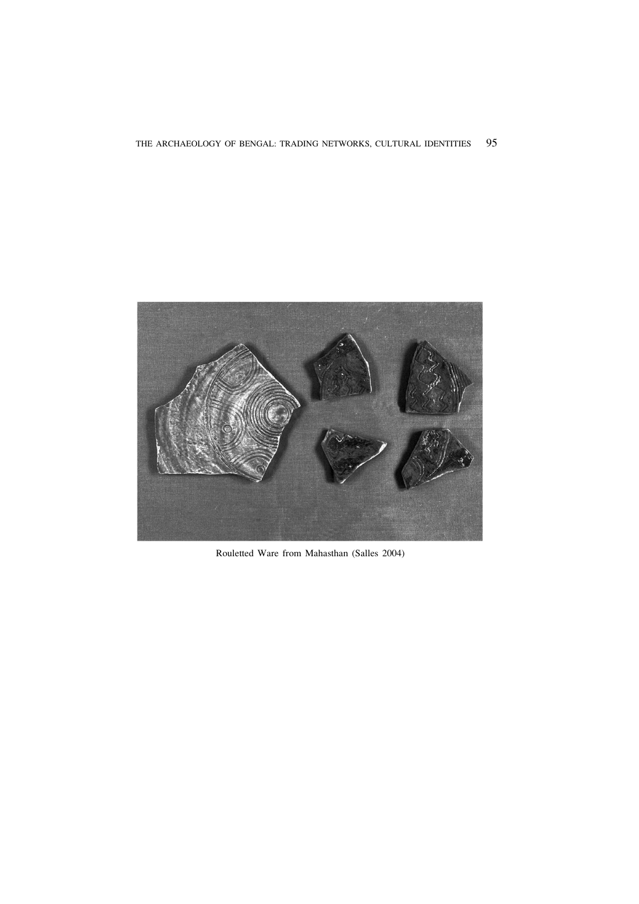Rouletted Ware from Mahasthan (Salles 2004)